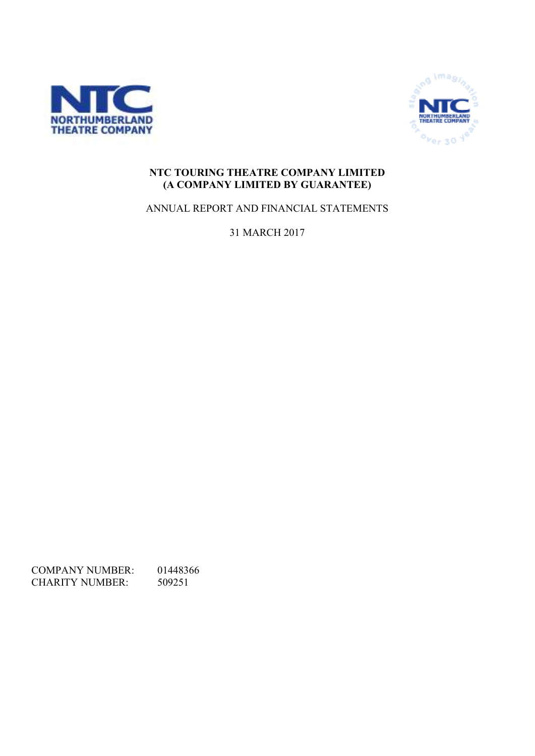**NTC TOURING THEATRE COMPANY LIMITED**
**(A COMPANY LIMITED BY GUARANTEE)**

ANNUAL REPORT AND FINANCIAL STATEMENTS

31 MARCH 2017

COMPANY NUMBER: 01448366
CHARITY NUMBER: 509251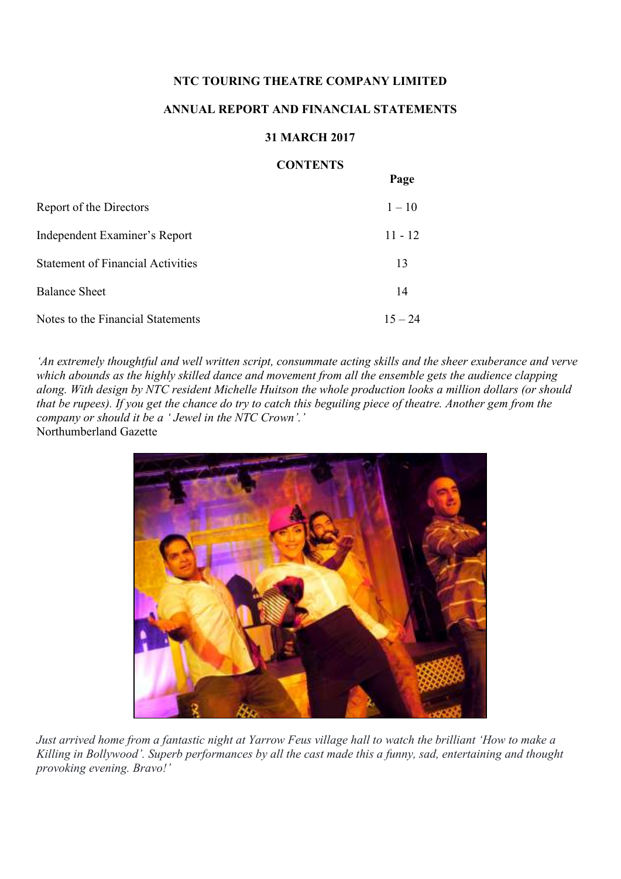**NTC TOURING THEATRE COMPANY LIMITED**

**ANNUAL REPORT AND FINANCIAL STATEMENTS**

**31 MARCH 2017**

**CONTENTS**

| | Page |
|---|---|
| Report of the Directors | 1 – 10 |
| Independent Examiner's Report | 11 - 12 |
| Statement of Financial Activities | 13 |
| Balance Sheet | 14 |
| Notes to the Financial Statements | 15 – 24 |

*'An extremely thoughtful and well written script, consummate acting skills and the sheer exuberance and verve which abounds as the highly skilled dance and movement from all the ensemble gets the audience clapping along. With design by NTC resident Michelle Huitson the whole production looks a million dollars (or should that be rupees). If you get the chance do try to catch this beguiling piece of theatre. Another gem from the company or should it be a ' Jewel in the NTC Crown'.'*
Northumberland Gazette

*Just arrived home from a fantastic night at Yarrow Feus village hall to watch the brilliant 'How to make a Killing in Bollywood'. Superb performances by all the cast made this a funny, sad, entertaining and thought provoking evening. Bravo!'*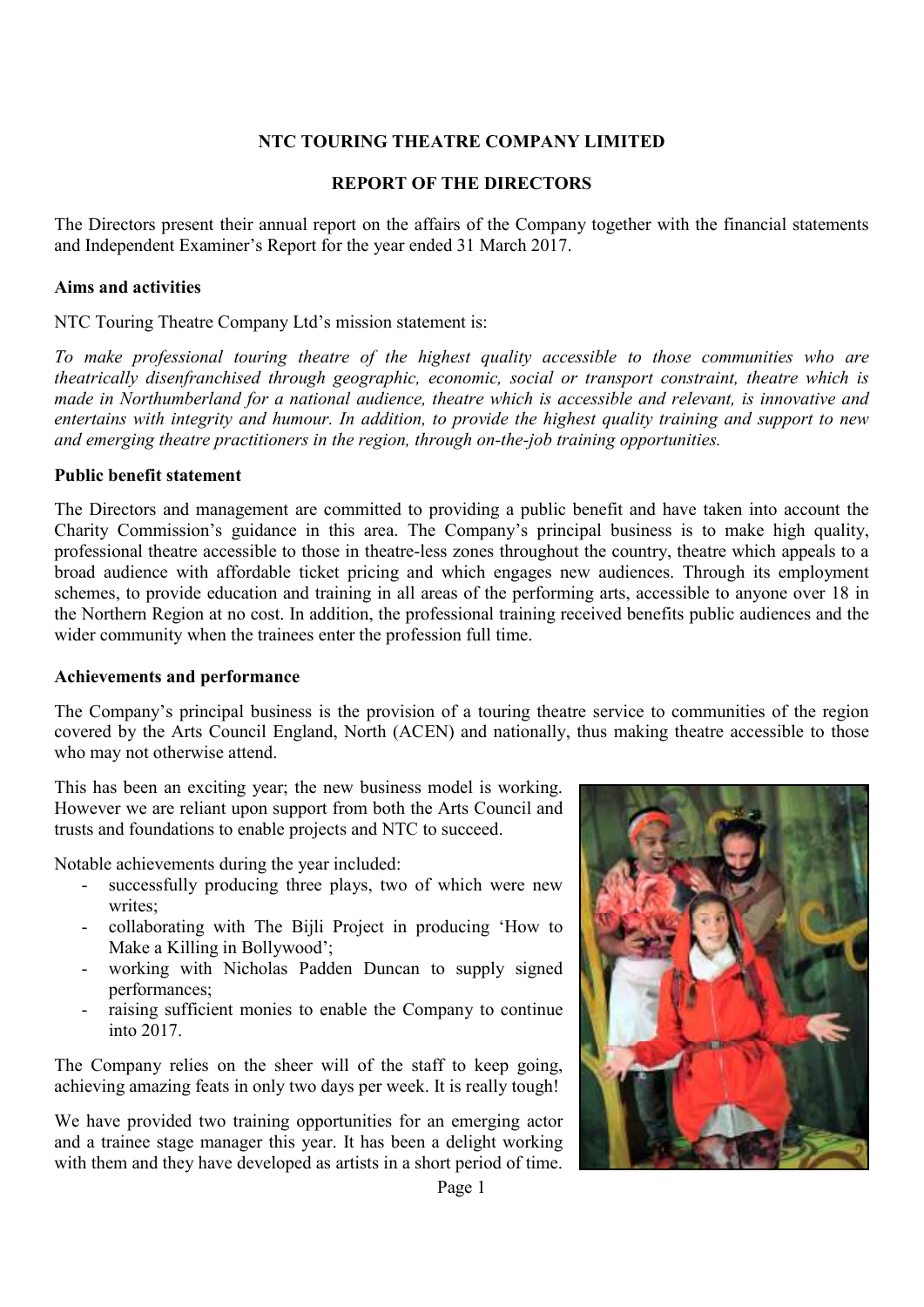**NTC TOURING THEATRE COMPANY LIMITED**

**REPORT OF THE DIRECTORS**

The Directors present their annual report on the affairs of the Company together with the financial statements and Independent Examiner's Report for the year ended 31 March 2017.

**Aims and activities**

NTC Touring Theatre Company Ltd's mission statement is:

*To make professional touring theatre of the highest quality accessible to those communities who are theatrically disenfranchised through geographic, economic, social or transport constraint, theatre which is made in Northumberland for a national audience, theatre which is accessible and relevant, is innovative and entertains with integrity and humour. In addition, to provide the highest quality training and support to new and emerging theatre practitioners in the region, through on-the-job training opportunities.*

**Public benefit statement**

The Directors and management are committed to providing a public benefit and have taken into account the Charity Commission's guidance in this area. The Company's principal business is to make high quality, professional theatre accessible to those in theatre-less zones throughout the country, theatre which appeals to a broad audience with affordable ticket pricing and which engages new audiences. Through its employment schemes, to provide education and training in all areas of the performing arts, accessible to anyone over 18 in the Northern Region at no cost. In addition, the professional training received benefits public audiences and the wider community when the trainees enter the profession full time.

**Achievements and performance**

The Company's principal business is the provision of a touring theatre service to communities of the region covered by the Arts Council England, North (ACEN) and nationally, thus making theatre accessible to those who may not otherwise attend.

This has been an exciting year; the new business model is working. However we are reliant upon support from both the Arts Council and trusts and foundations to enable projects and NTC to succeed.

Notable achievements during the year included:

- successfully producing three plays, two of which were new writes;
- collaborating with The Bijli Project in producing 'How to Make a Killing in Bollywood';
- working with Nicholas Padden Duncan to supply signed performances;
- raising sufficient monies to enable the Company to continue into 2017.

The Company relies on the sheer will of the staff to keep going, achieving amazing feats in only two days per week. It is really tough!

We have provided two training opportunities for an emerging actor and a trainee stage manager this year. It has been a delight working with them and they have developed as artists in a short period of time.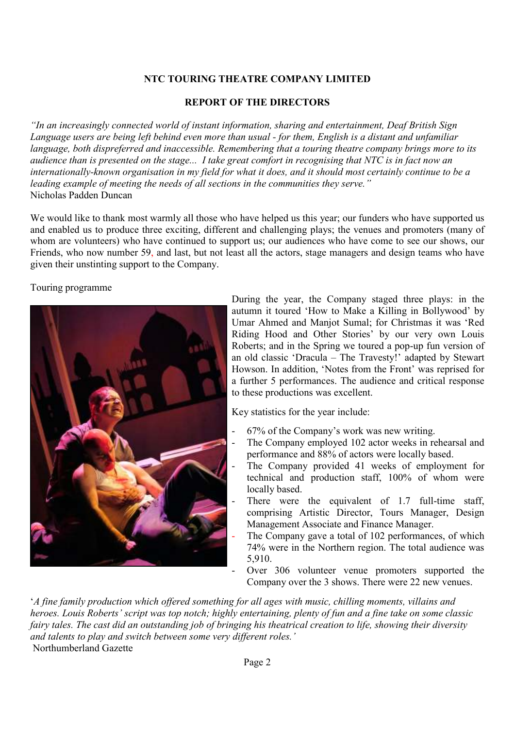**NTC TOURING THEATRE COMPANY LIMITED**

**REPORT OF THE DIRECTORS**

*"In an increasingly connected world of instant information, sharing and entertainment, Deaf British Sign Language users are being left behind even more than usual - for them, English is a distant and unfamiliar language, both dispreferred and inaccessible. Remembering that a touring theatre company brings more to its audience than is presented on the stage... I take great comfort in recognising that NTC is in fact now an internationally-known organisation in my field for what it does, and it should most certainly continue to be a leading example of meeting the needs of all sections in the communities they serve."*
Nicholas Padden Duncan

We would like to thank most warmly all those who have helped us this year; our funders who have supported us and enabled us to produce three exciting, different and challenging plays; the venues and promoters (many of whom are volunteers) who have continued to support us; our audiences who have come to see our shows, our Friends, who now number 59, and last, but not least all the actors, stage managers and design teams who have given their unstinting support to the Company.

Touring programme

During the year, the Company staged three plays: in the autumn it toured 'How to Make a Killing in Bollywood' by Umar Ahmed and Manjot Sumal; for Christmas it was 'Red Riding Hood and Other Stories' by our very own Louis Roberts; and in the Spring we toured a pop-up fun version of an old classic 'Dracula – The Travesty!' adapted by Stewart Howson. In addition, 'Notes from the Front' was reprised for a further 5 performances. The audience and critical response to these productions was excellent.

Key statistics for the year include:

- 67% of the Company's work was new writing.
- The Company employed 102 actor weeks in rehearsal and performance and 88% of actors were locally based.
- The Company provided 41 weeks of employment for technical and production staff, 100% of whom were locally based.
- There were the equivalent of 1.7 full-time staff, comprising Artistic Director, Tours Manager, Design Management Associate and Finance Manager.
- The Company gave a total of 102 performances, of which 74% were in the Northern region. The total audience was 5,910.
- Over 306 volunteer venue promoters supported the Company over the 3 shows. There were 22 new venues.

'*A fine family production which offered something for all ages with music, chilling moments, villains and heroes. Louis Roberts' script was top notch; highly entertaining, plenty of fun and a fine take on some classic fairy tales. The cast did an outstanding job of bringing his theatrical creation to life, showing their diversity and talents to play and switch between some very different roles.*'
Northumberland Gazette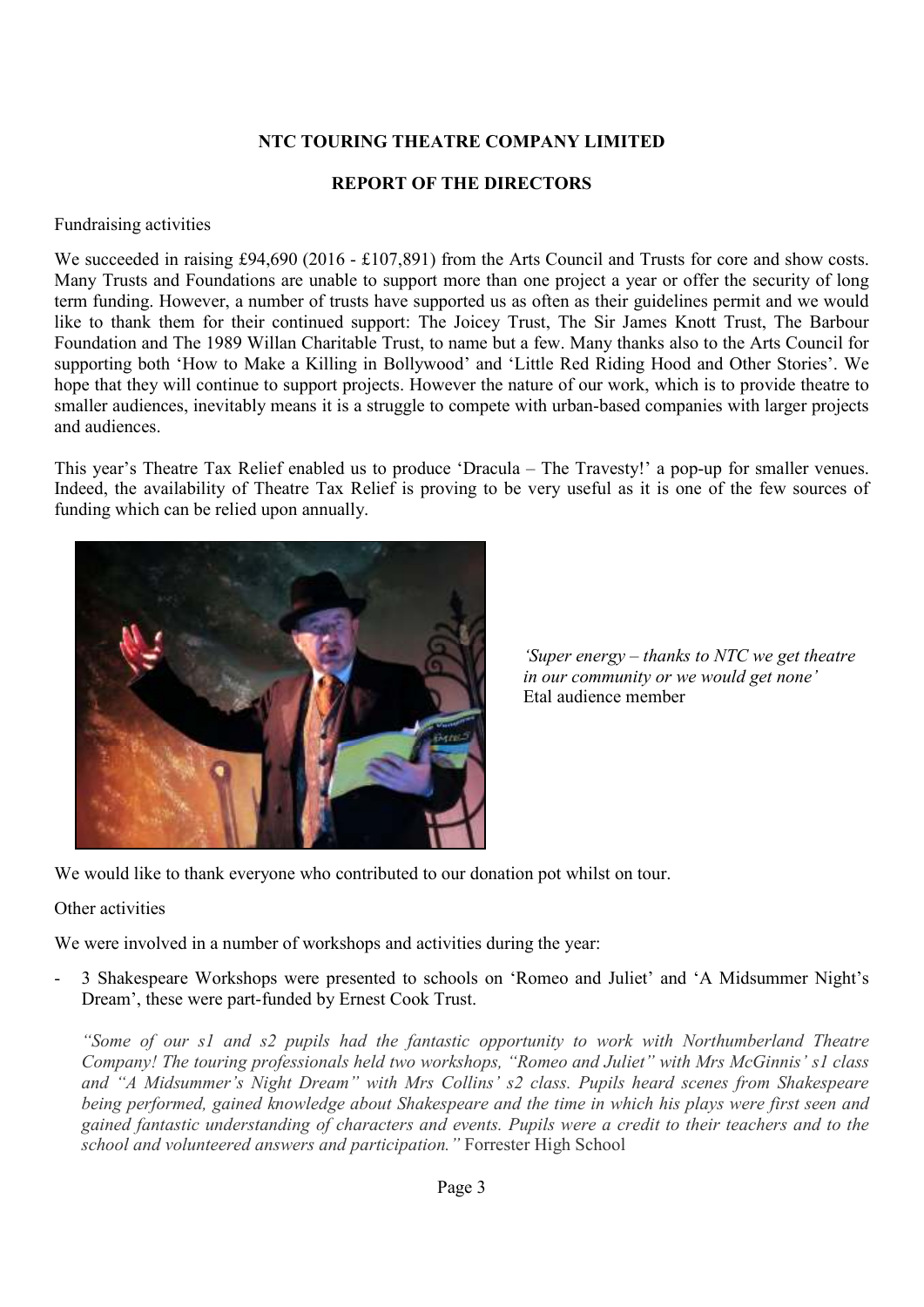**NTC TOURING THEATRE COMPANY LIMITED**

**REPORT OF THE DIRECTORS**

Fundraising activities

We succeeded in raising £94,690 (2016 - £107,891) from the Arts Council and Trusts for core and show costs. Many Trusts and Foundations are unable to support more than one project a year or offer the security of long term funding. However, a number of trusts have supported us as often as their guidelines permit and we would like to thank them for their continued support: The Joicey Trust, The Sir James Knott Trust, The Barbour Foundation and The 1989 Willan Charitable Trust, to name but a few. Many thanks also to the Arts Council for supporting both 'How to Make a Killing in Bollywood' and 'Little Red Riding Hood and Other Stories'. We hope that they will continue to support projects. However the nature of our work, which is to provide theatre to smaller audiences, inevitably means it is a struggle to compete with urban-based companies with larger projects and audiences.

This year's Theatre Tax Relief enabled us to produce 'Dracula – The Travesty!' a pop-up for smaller venues. Indeed, the availability of Theatre Tax Relief is proving to be very useful as it is one of the few sources of funding which can be relied upon annually.

*'Super energy – thanks to NTC we get theatre in our community or we would get none'*
Etal audience member

We would like to thank everyone who contributed to our donation pot whilst on tour.

Other activities

We were involved in a number of workshops and activities during the year:

- 3 Shakespeare Workshops were presented to schools on 'Romeo and Juliet' and 'A Midsummer Night's Dream', these were part-funded by Ernest Cook Trust.

  *"Some of our s1 and s2 pupils had the fantastic opportunity to work with Northumberland Theatre Company! The touring professionals held two workshops, "Romeo and Juliet" with Mrs McGinnis' s1 class and "A Midsummer's Night Dream" with Mrs Collins' s2 class. Pupils heard scenes from Shakespeare being performed, gained knowledge about Shakespeare and the time in which his plays were first seen and gained fantastic understanding of characters and events. Pupils were a credit to their teachers and to the school and volunteered answers and participation."* Forrester High School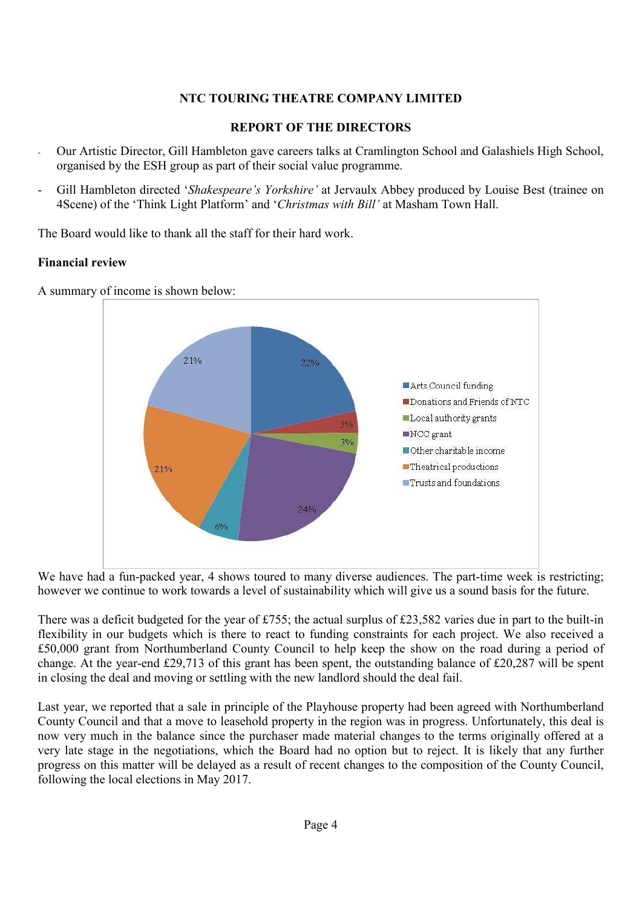## NTC TOURING THEATRE COMPANY LIMITED

### REPORT OF THE DIRECTORS

- Our Artistic Director, Gill Hambleton gave careers talks at Cramlington School and Galashiels High School, organised by the ESH group as part of their social value programme.
- Gill Hambleton directed '*Shakespeare's Yorkshire'* at Jervaulx Abbey produced by Louise Best (trainee on 4Scene) of the 'Think Light Platform' and '*Christmas with Bill'* at Masham Town Hall.

The Board would like to thank all the staff for their hard work.

**Financial review**

A summary of income is shown below:

We have had a fun-packed year, 4 shows toured to many diverse audiences. The part-time week is restricting; however we continue to work towards a level of sustainability which will give us a sound basis for the future.

There was a deficit budgeted for the year of £755; the actual surplus of £23,582 varies due in part to the built-in flexibility in our budgets which is there to react to funding constraints for each project. We also received a £50,000 grant from Northumberland County Council to help keep the show on the road during a period of change. At the year-end £29,713 of this grant has been spent, the outstanding balance of £20,287 will be spent in closing the deal and moving or settling with the new landlord should the deal fail.

Last year, we reported that a sale in principle of the Playhouse property had been agreed with Northumberland County Council and that a move to leasehold property in the region was in progress. Unfortunately, this deal is now very much in the balance since the purchaser made material changes to the terms originally offered at a very late stage in the negotiations, which the Board had no option but to reject. It is likely that any further progress on this matter will be delayed as a result of recent changes to the composition of the County Council, following the local elections in May 2017.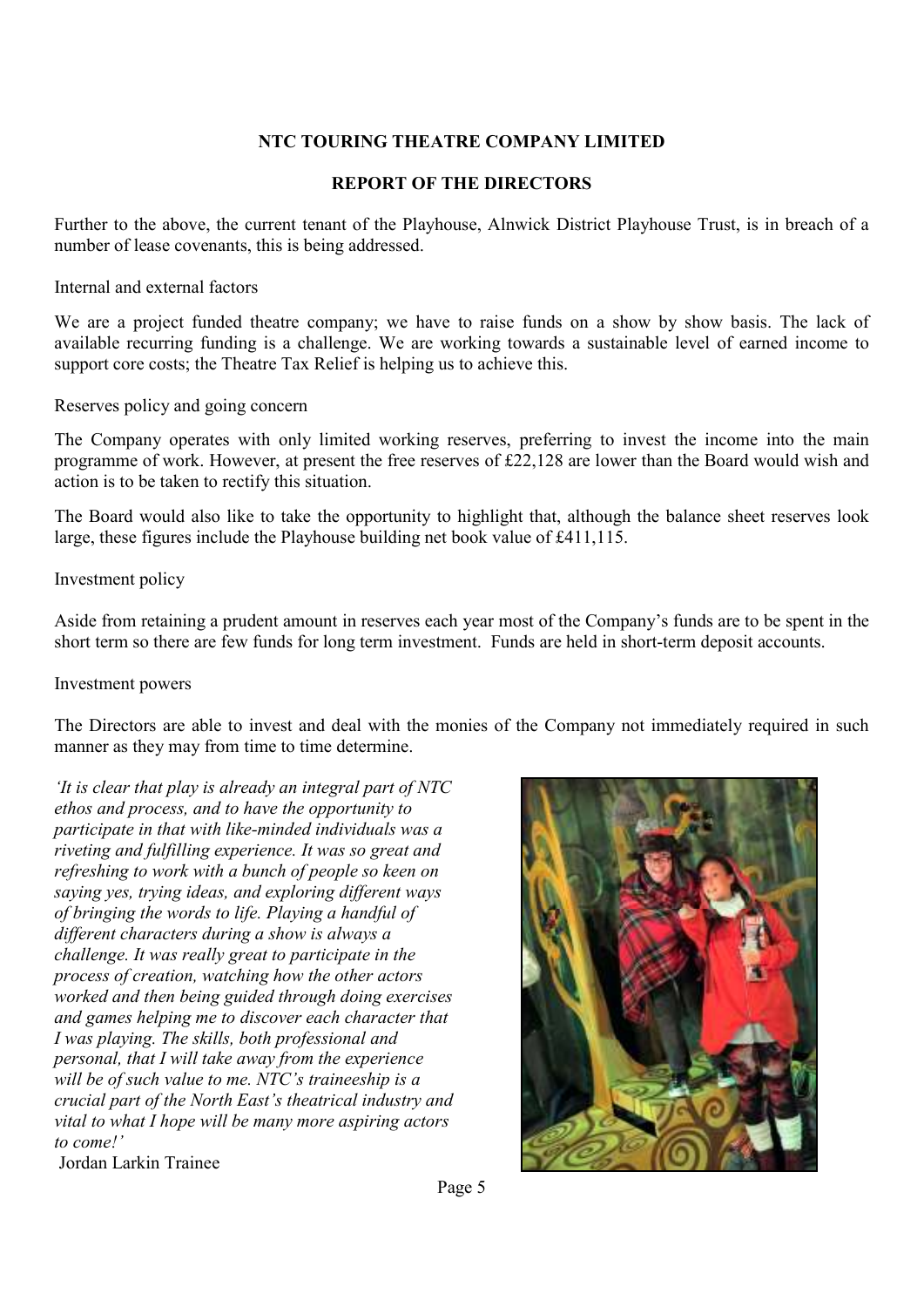**NTC TOURING THEATRE COMPANY LIMITED**

**REPORT OF THE DIRECTORS**

Further to the above, the current tenant of the Playhouse, Alnwick District Playhouse Trust, is in breach of a number of lease covenants, this is being addressed.

Internal and external factors

We are a project funded theatre company; we have to raise funds on a show by show basis. The lack of available recurring funding is a challenge. We are working towards a sustainable level of earned income to support core costs; the Theatre Tax Relief is helping us to achieve this.

Reserves policy and going concern

The Company operates with only limited working reserves, preferring to invest the income into the main programme of work. However, at present the free reserves of £22,128 are lower than the Board would wish and action is to be taken to rectify this situation.

The Board would also like to take the opportunity to highlight that, although the balance sheet reserves look large, these figures include the Playhouse building net book value of £411,115.

Investment policy

Aside from retaining a prudent amount in reserves each year most of the Company's funds are to be spent in the short term so there are few funds for long term investment. Funds are held in short-term deposit accounts.

Investment powers

The Directors are able to invest and deal with the monies of the Company not immediately required in such manner as they may from time to time determine.

*'It is clear that play is already an integral part of NTC ethos and process, and to have the opportunity to participate in that with like-minded individuals was a riveting and fulfilling experience. It was so great and refreshing to work with a bunch of people so keen on saying yes, trying ideas, and exploring different ways of bringing the words to life. Playing a handful of different characters during a show is always a challenge. It was really great to participate in the process of creation, watching how the other actors worked and then being guided through doing exercises and games helping me to discover each character that I was playing. The skills, both professional and personal, that I will take away from the experience will be of such value to me. NTC's traineeship is a crucial part of the North East's theatrical industry and vital to what I hope will be many more aspiring actors to come!'*

Jordan Larkin Trainee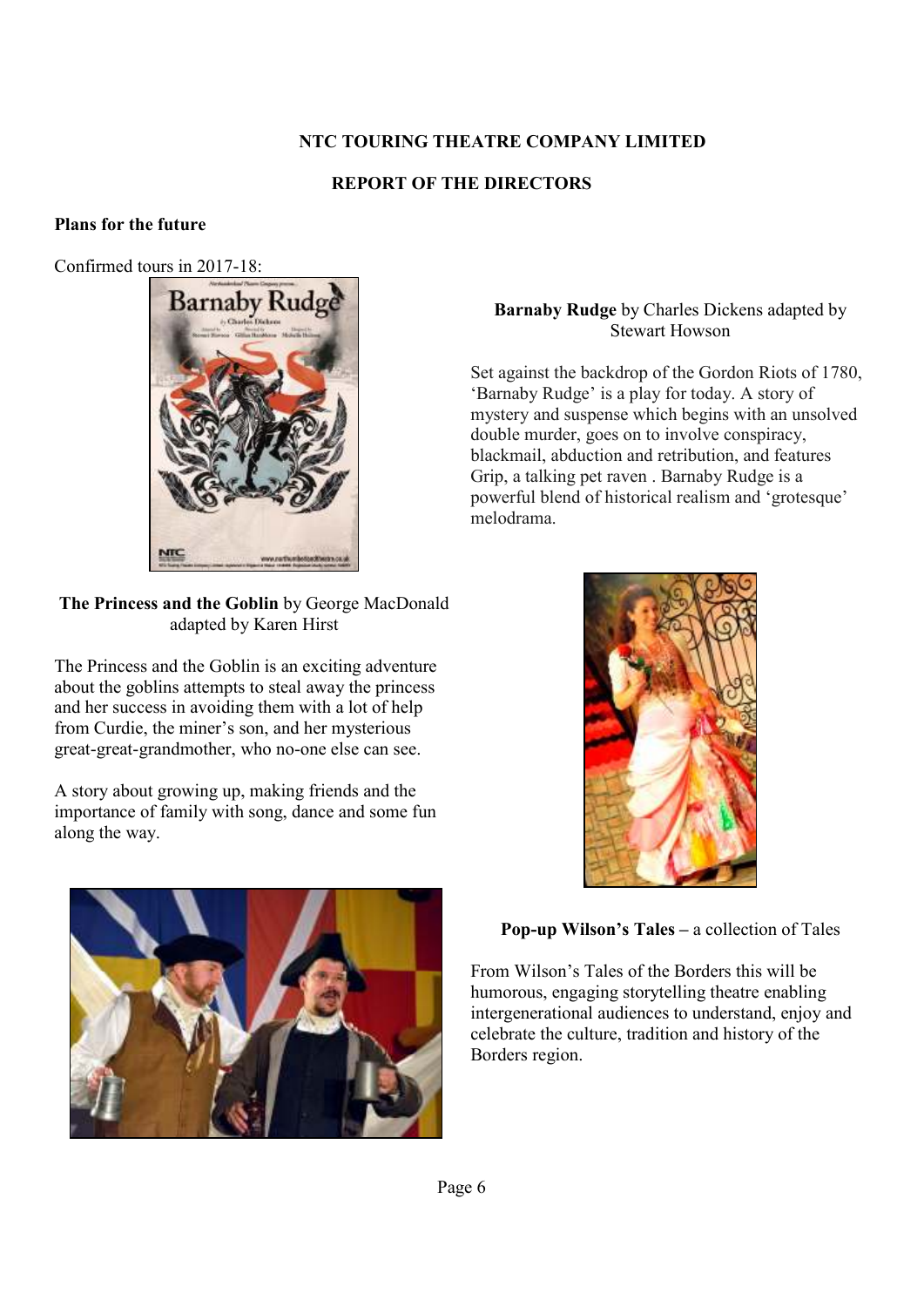**NTC TOURING THEATRE COMPANY LIMITED**

**REPORT OF THE DIRECTORS**

**Plans for the future**

Confirmed tours in 2017-18:

**Barnaby Rudge** by Charles Dickens adapted by Stewart Howson

Set against the backdrop of the Gordon Riots of 1780, 'Barnaby Rudge' is a play for today. A story of mystery and suspense which begins with an unsolved double murder, goes on to involve conspiracy, blackmail, abduction and retribution, and features Grip, a talking pet raven . Barnaby Rudge is a powerful blend of historical realism and 'grotesque' melodrama.

**The Princess and the Goblin** by George MacDonald adapted by Karen Hirst

The Princess and the Goblin is an exciting adventure about the goblins attempts to steal away the princess and her success in avoiding them with a lot of help from Curdie, the miner's son, and her mysterious great-great-grandmother, who no-one else can see.

A story about growing up, making friends and the importance of family with song, dance and some fun along the way.

**Pop-up Wilson's Tales –** a collection of Tales

From Wilson's Tales of the Borders this will be humorous, engaging storytelling theatre enabling intergenerational audiences to understand, enjoy and celebrate the culture, tradition and history of the Borders region.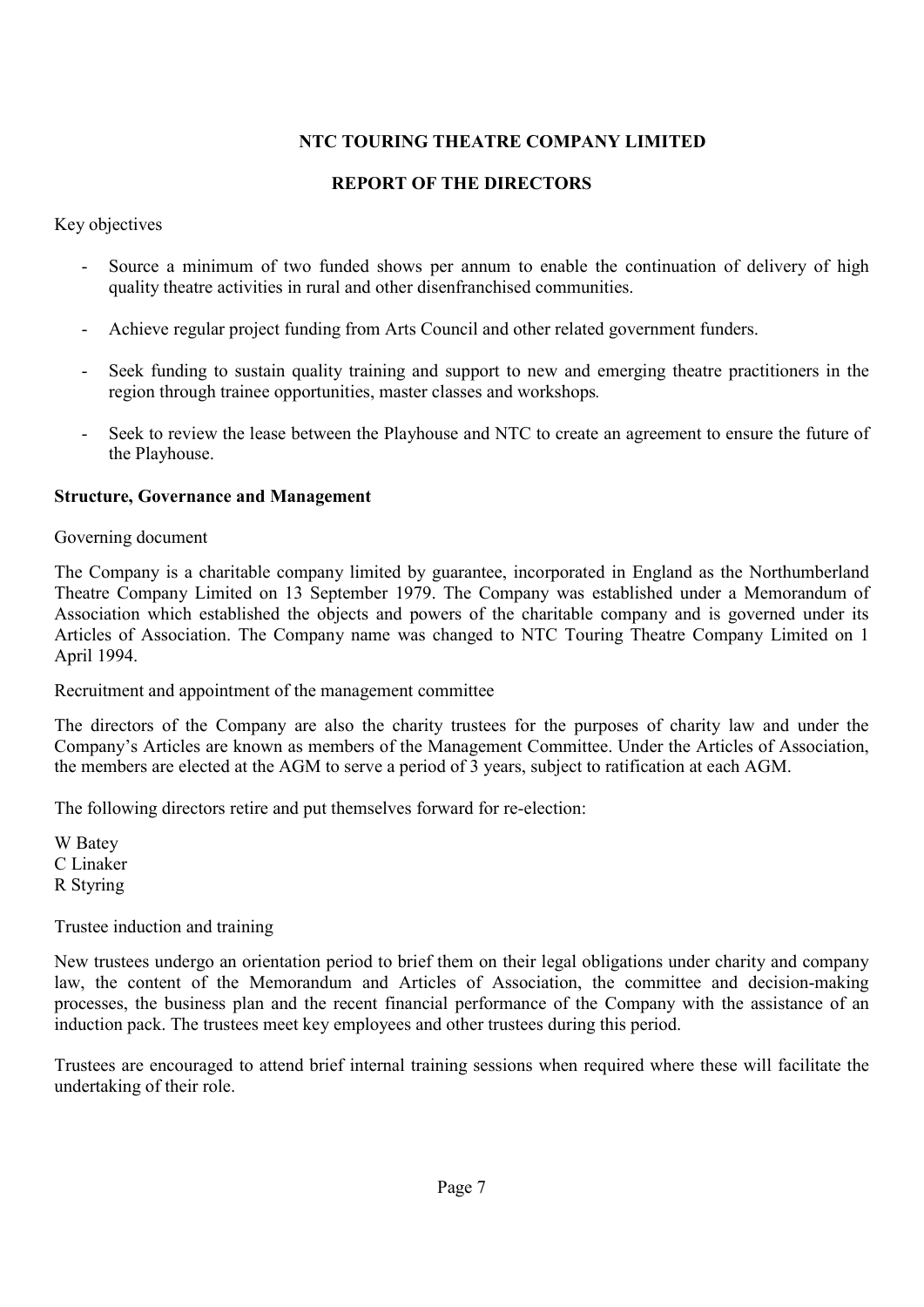**NTC TOURING THEATRE COMPANY LIMITED**

**REPORT OF THE DIRECTORS**

Key objectives

- Source a minimum of two funded shows per annum to enable the continuation of delivery of high quality theatre activities in rural and other disenfranchised communities.
- Achieve regular project funding from Arts Council and other related government funders.
- Seek funding to sustain quality training and support to new and emerging theatre practitioners in the region through trainee opportunities, master classes and workshops.
- Seek to review the lease between the Playhouse and NTC to create an agreement to ensure the future of the Playhouse.

**Structure, Governance and Management**

Governing document

The Company is a charitable company limited by guarantee, incorporated in England as the Northumberland Theatre Company Limited on 13 September 1979. The Company was established under a Memorandum of Association which established the objects and powers of the charitable company and is governed under its Articles of Association. The Company name was changed to NTC Touring Theatre Company Limited on 1 April 1994.

Recruitment and appointment of the management committee

The directors of the Company are also the charity trustees for the purposes of charity law and under the Company's Articles are known as members of the Management Committee. Under the Articles of Association, the members are elected at the AGM to serve a period of 3 years, subject to ratification at each AGM.

The following directors retire and put themselves forward for re-election:

W Batey  
C Linaker  
R Styring

Trustee induction and training

New trustees undergo an orientation period to brief them on their legal obligations under charity and company law, the content of the Memorandum and Articles of Association, the committee and decision-making processes, the business plan and the recent financial performance of the Company with the assistance of an induction pack. The trustees meet key employees and other trustees during this period.

Trustees are encouraged to attend brief internal training sessions when required where these will facilitate the undertaking of their role.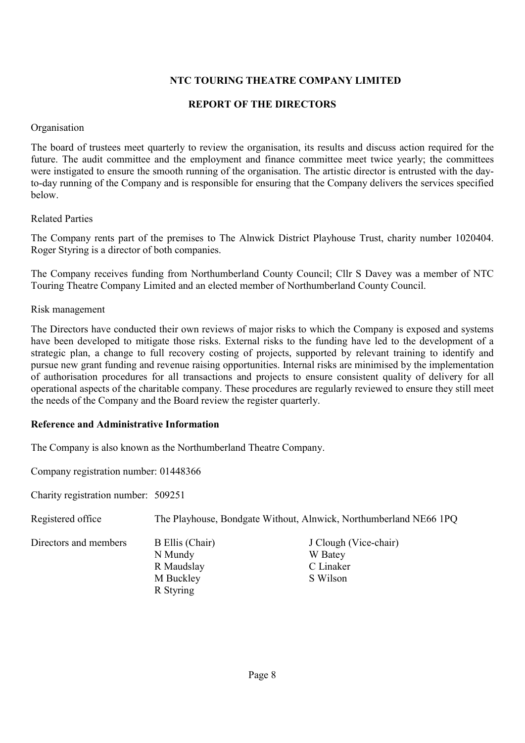# NTC TOURING THEATRE COMPANY LIMITED

## REPORT OF THE DIRECTORS

Organisation

The board of trustees meet quarterly to review the organisation, its results and discuss action required for the future. The audit committee and the employment and finance committee meet twice yearly; the committees were instigated to ensure the smooth running of the organisation. The artistic director is entrusted with the day-to-day running of the Company and is responsible for ensuring that the Company delivers the services specified below.

Related Parties

The Company rents part of the premises to The Alnwick District Playhouse Trust, charity number 1020404. Roger Styring is a director of both companies.

The Company receives funding from Northumberland County Council; Cllr S Davey was a member of NTC Touring Theatre Company Limited and an elected member of Northumberland County Council.

Risk management

The Directors have conducted their own reviews of major risks to which the Company is exposed and systems have been developed to mitigate those risks. External risks to the funding have led to the development of a strategic plan, a change to full recovery costing of projects, supported by relevant training to identify and pursue new grant funding and revenue raising opportunities. Internal risks are minimised by the implementation of authorisation procedures for all transactions and projects to ensure consistent quality of delivery for all operational aspects of the charitable company. These procedures are regularly reviewed to ensure they still meet the needs of the Company and the Board review the register quarterly.

**Reference and Administrative Information**

The Company is also known as the Northumberland Theatre Company.

Company registration number: 01448366

Charity registration number: 509251

Registered office: The Playhouse, Bondgate Without, Alnwick, Northumberland NE66 1PQ

Directors and members:

- B Ellis (Chair)
- J Clough (Vice-chair)
- N Mundy
- W Batey
- R Maudslay
- C Linaker
- M Buckley
- S Wilson
- R Styring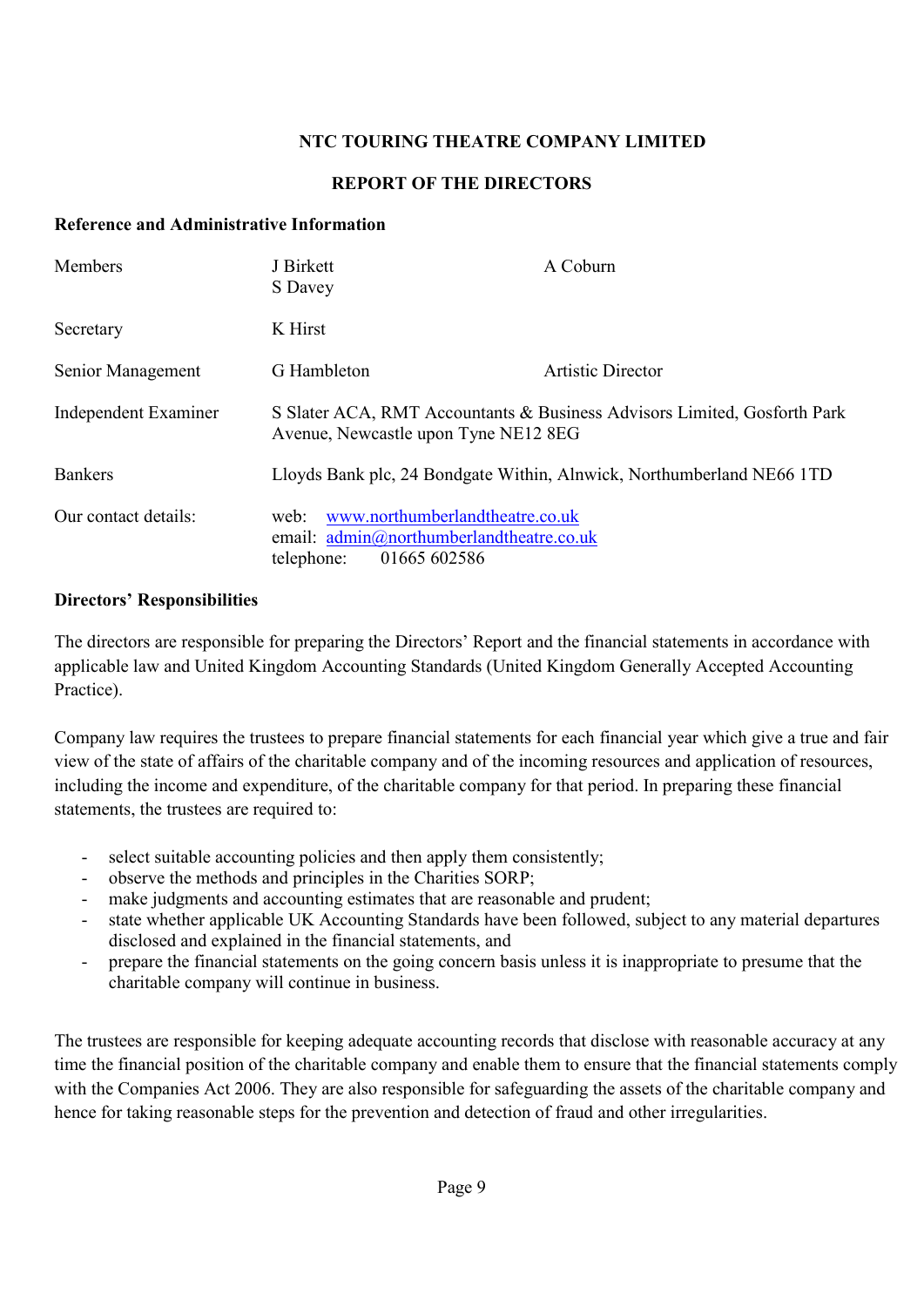**NTC TOURING THEATRE COMPANY LIMITED**

**REPORT OF THE DIRECTORS**

**Reference and Administrative Information**

| | | |
|---|---|---|
| Members | J Birkett<br>S Davey | A Coburn |
| Secretary | K Hirst | |
| Senior Management | G Hambleton | Artistic Director |
| Independent Examiner | S Slater ACA, RMT Accountants & Business Advisors Limited, Gosforth Park Avenue, Newcastle upon Tyne NE12 8EG | |
| Bankers | Lloyds Bank plc, 24 Bondgate Within, Alnwick, Northumberland NE66 1TD | |
| Our contact details: | web: www.northumberlandtheatre.co.uk<br>email: admin@northumberlandtheatre.co.uk<br>telephone: 01665 602586 | |

**Directors' Responsibilities**

The directors are responsible for preparing the Directors' Report and the financial statements in accordance with applicable law and United Kingdom Accounting Standards (United Kingdom Generally Accepted Accounting Practice).

Company law requires the trustees to prepare financial statements for each financial year which give a true and fair view of the state of affairs of the charitable company and of the incoming resources and application of resources, including the income and expenditure, of the charitable company for that period. In preparing these financial statements, the trustees are required to:

- select suitable accounting policies and then apply them consistently;
- observe the methods and principles in the Charities SORP;
- make judgments and accounting estimates that are reasonable and prudent;
- state whether applicable UK Accounting Standards have been followed, subject to any material departures disclosed and explained in the financial statements, and
- prepare the financial statements on the going concern basis unless it is inappropriate to presume that the charitable company will continue in business.

The trustees are responsible for keeping adequate accounting records that disclose with reasonable accuracy at any time the financial position of the charitable company and enable them to ensure that the financial statements comply with the Companies Act 2006. They are also responsible for safeguarding the assets of the charitable company and hence for taking reasonable steps for the prevention and detection of fraud and other irregularities.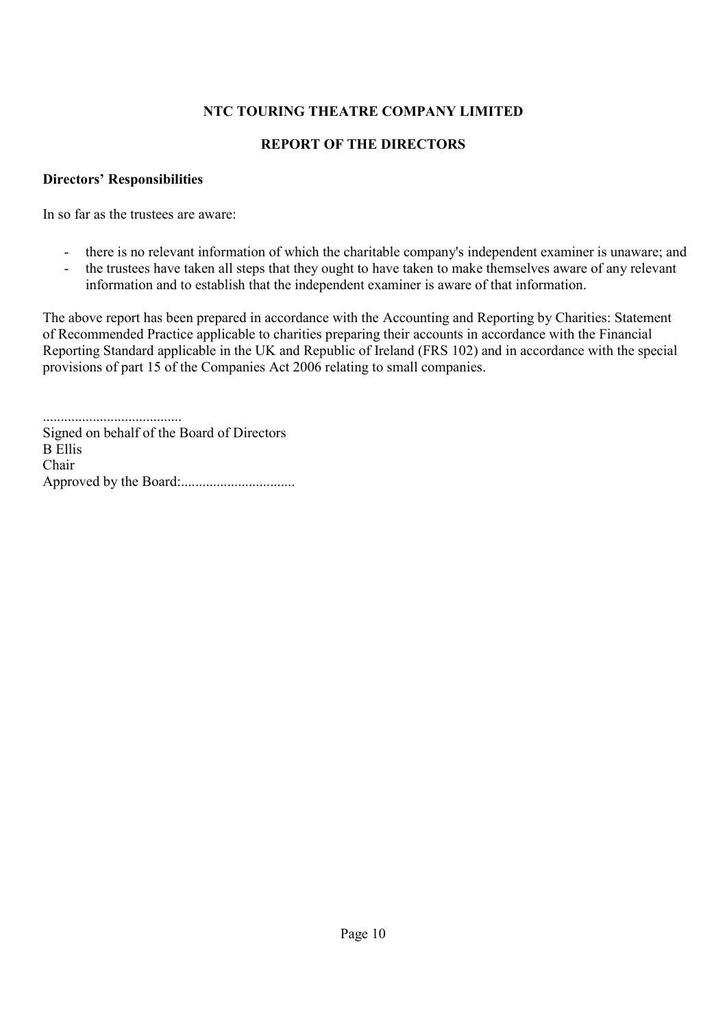**NTC TOURING THEATRE COMPANY LIMITED**

**REPORT OF THE DIRECTORS**

**Directors' Responsibilities**

In so far as the trustees are aware:

- there is no relevant information of which the charitable company's independent examiner is unaware; and
- the trustees have taken all steps that they ought to have taken to make themselves aware of any relevant information and to establish that the independent examiner is aware of that information.

The above report has been prepared in accordance with the Accounting and Reporting by Charities: Statement of Recommended Practice applicable to charities preparing their accounts in accordance with the Financial Reporting Standard applicable in the UK and Republic of Ireland (FRS 102) and in accordance with the special provisions of part 15 of the Companies Act 2006 relating to small companies.

.......................................
Signed on behalf of the Board of Directors
B Ellis
Chair
Approved by the Board:................................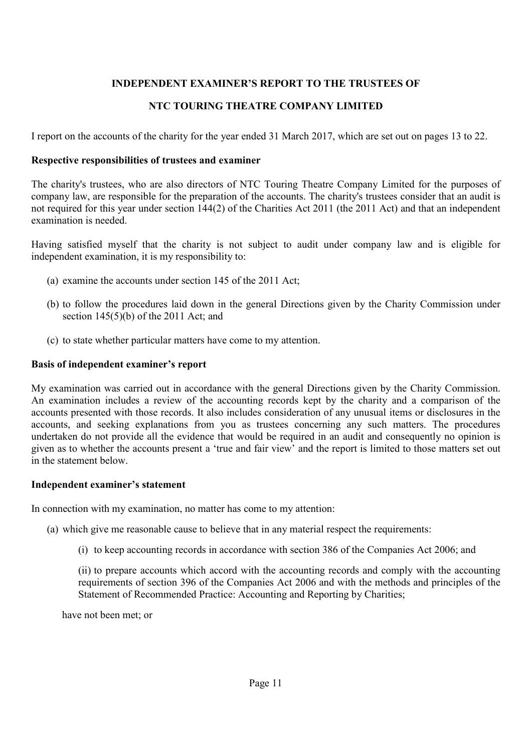# INDEPENDENT EXAMINER'S REPORT TO THE TRUSTEES OF

# NTC TOURING THEATRE COMPANY LIMITED

I report on the accounts of the charity for the year ended 31 March 2017, which are set out on pages 13 to 22.

### Respective responsibilities of trustees and examiner

The charity's trustees, who are also directors of NTC Touring Theatre Company Limited for the purposes of company law, are responsible for the preparation of the accounts. The charity's trustees consider that an audit is not required for this year under section 144(2) of the Charities Act 2011 (the 2011 Act) and that an independent examination is needed.

Having satisfied myself that the charity is not subject to audit under company law and is eligible for independent examination, it is my responsibility to:

(a) examine the accounts under section 145 of the 2011 Act;

(b) to follow the procedures laid down in the general Directions given by the Charity Commission under section 145(5)(b) of the 2011 Act; and

(c) to state whether particular matters have come to my attention.

### Basis of independent examiner's report

My examination was carried out in accordance with the general Directions given by the Charity Commission. An examination includes a review of the accounting records kept by the charity and a comparison of the accounts presented with those records. It also includes consideration of any unusual items or disclosures in the accounts, and seeking explanations from you as trustees concerning any such matters. The procedures undertaken do not provide all the evidence that would be required in an audit and consequently no opinion is given as to whether the accounts present a 'true and fair view' and the report is limited to those matters set out in the statement below.

### Independent examiner's statement

In connection with my examination, no matter has come to my attention:

(a) which give me reasonable cause to believe that in any material respect the requirements:

(i) to keep accounting records in accordance with section 386 of the Companies Act 2006; and

(ii) to prepare accounts which accord with the accounting records and comply with the accounting requirements of section 396 of the Companies Act 2006 and with the methods and principles of the Statement of Recommended Practice: Accounting and Reporting by Charities;

have not been met; or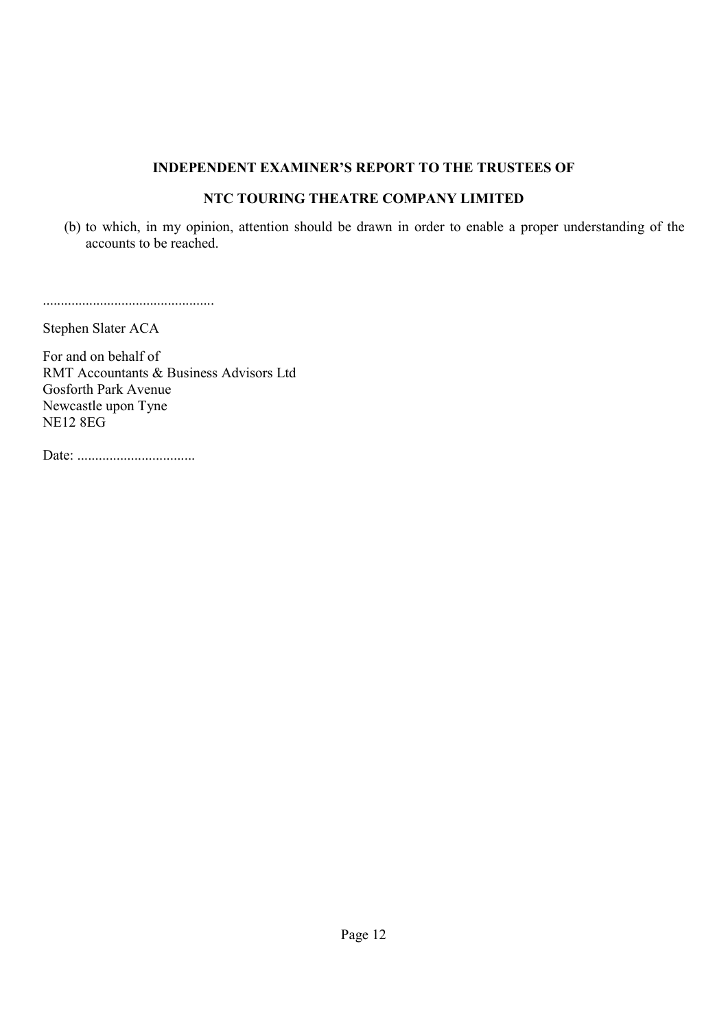**INDEPENDENT EXAMINER'S REPORT TO THE TRUSTEES OF**

**NTC TOURING THEATRE COMPANY LIMITED**

(b) to which, in my opinion, attention should be drawn in order to enable a proper understanding of the accounts to be reached.

...............................................

Stephen Slater ACA

For and on behalf of
RMT Accountants & Business Advisors Ltd
Gosforth Park Avenue
Newcastle upon Tyne
NE12 8EG

Date: .................................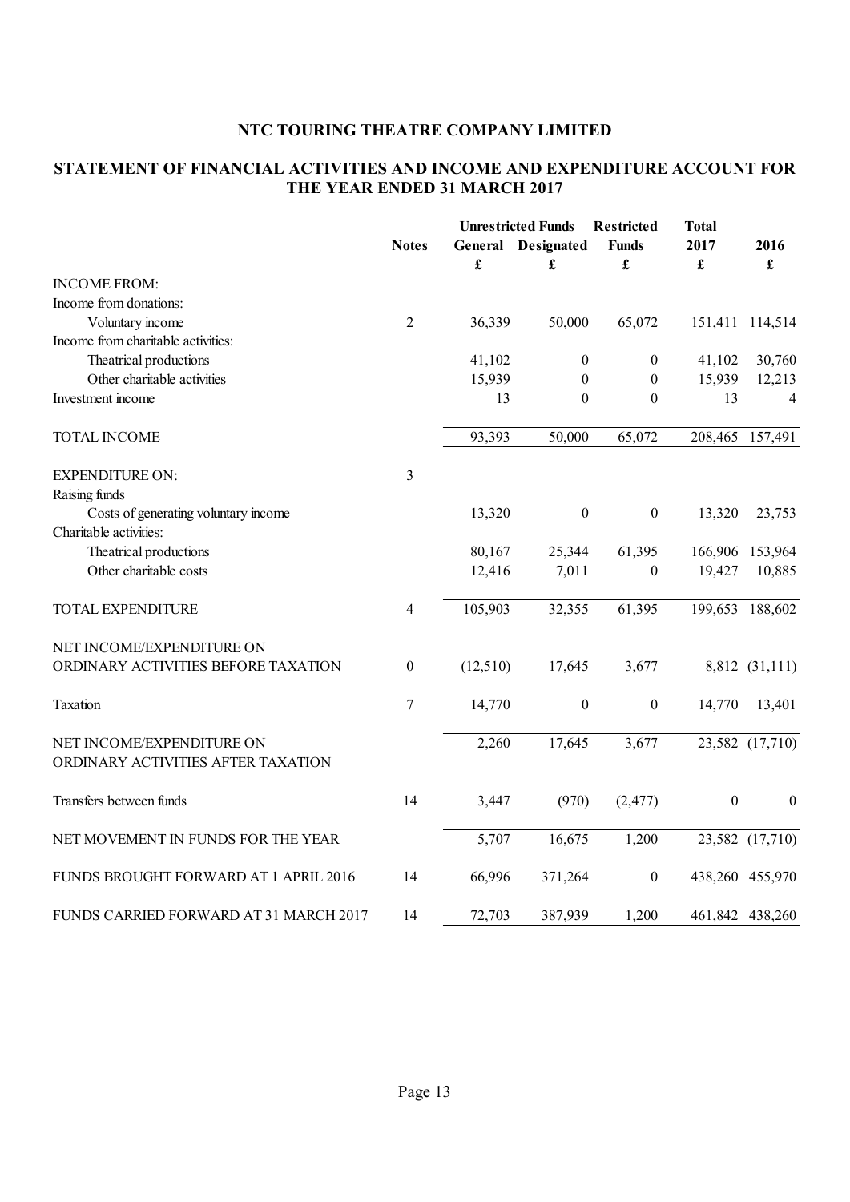## NTC TOURING THEATRE COMPANY LIMITED

## STATEMENT OF FINANCIAL ACTIVITIES AND INCOME AND EXPENDITURE ACCOUNT FOR THE YEAR ENDED 31 MARCH 2017

| | Notes | Unrestricted Funds | | Restricted | Total | |
|---|---|---|---|---|---|---|
| | | General | Designated | Funds | 2017 | 2016 |
| | | £ | £ | £ | £ | £ |
| INCOME FROM: | | | | | | |
| Income from donations: | | | | | | |
| Voluntary income | 2 | 36,339 | 50,000 | 65,072 | 151,411 | 114,514 |
| Income from charitable activities: | | | | | | |
| Theatrical productions | | 41,102 | 0 | 0 | 41,102 | 30,760 |
| Other charitable activities | | 15,939 | 0 | 0 | 15,939 | 12,213 |
| Investment income | | 13 | 0 | 0 | 13 | 4 |
| TOTAL INCOME | | 93,393 | 50,000 | 65,072 | 208,465 | 157,491 |
| EXPENDITURE ON: | 3 | | | | | |
| Raising funds | | | | | | |
| Costs of generating voluntary income | | 13,320 | 0 | 0 | 13,320 | 23,753 |
| Charitable activities: | | | | | | |
| Theatrical productions | | 80,167 | 25,344 | 61,395 | 166,906 | 153,964 |
| Other charitable costs | | 12,416 | 7,011 | 0 | 19,427 | 10,885 |
| TOTAL EXPENDITURE | 4 | 105,903 | 32,355 | 61,395 | 199,653 | 188,602 |
| NET INCOME/EXPENDITURE ON ORDINARY ACTIVITIES BEFORE TAXATION | 0 | (12,510) | 17,645 | 3,677 | 8,812 | (31,111) |
| Taxation | 7 | 14,770 | 0 | 0 | 14,770 | 13,401 |
| NET INCOME/EXPENDITURE ON ORDINARY ACTIVITIES AFTER TAXATION | | 2,260 | 17,645 | 3,677 | 23,582 | (17,710) |
| Transfers between funds | 14 | 3,447 | (970) | (2,477) | 0 | 0 |
| NET MOVEMENT IN FUNDS FOR THE YEAR | | 5,707 | 16,675 | 1,200 | 23,582 | (17,710) |
| FUNDS BROUGHT FORWARD AT 1 APRIL 2016 | 14 | 66,996 | 371,264 | 0 | 438,260 | 455,970 |
| FUNDS CARRIED FORWARD AT 31 MARCH 2017 | 14 | 72,703 | 387,939 | 1,200 | 461,842 | 438,260 |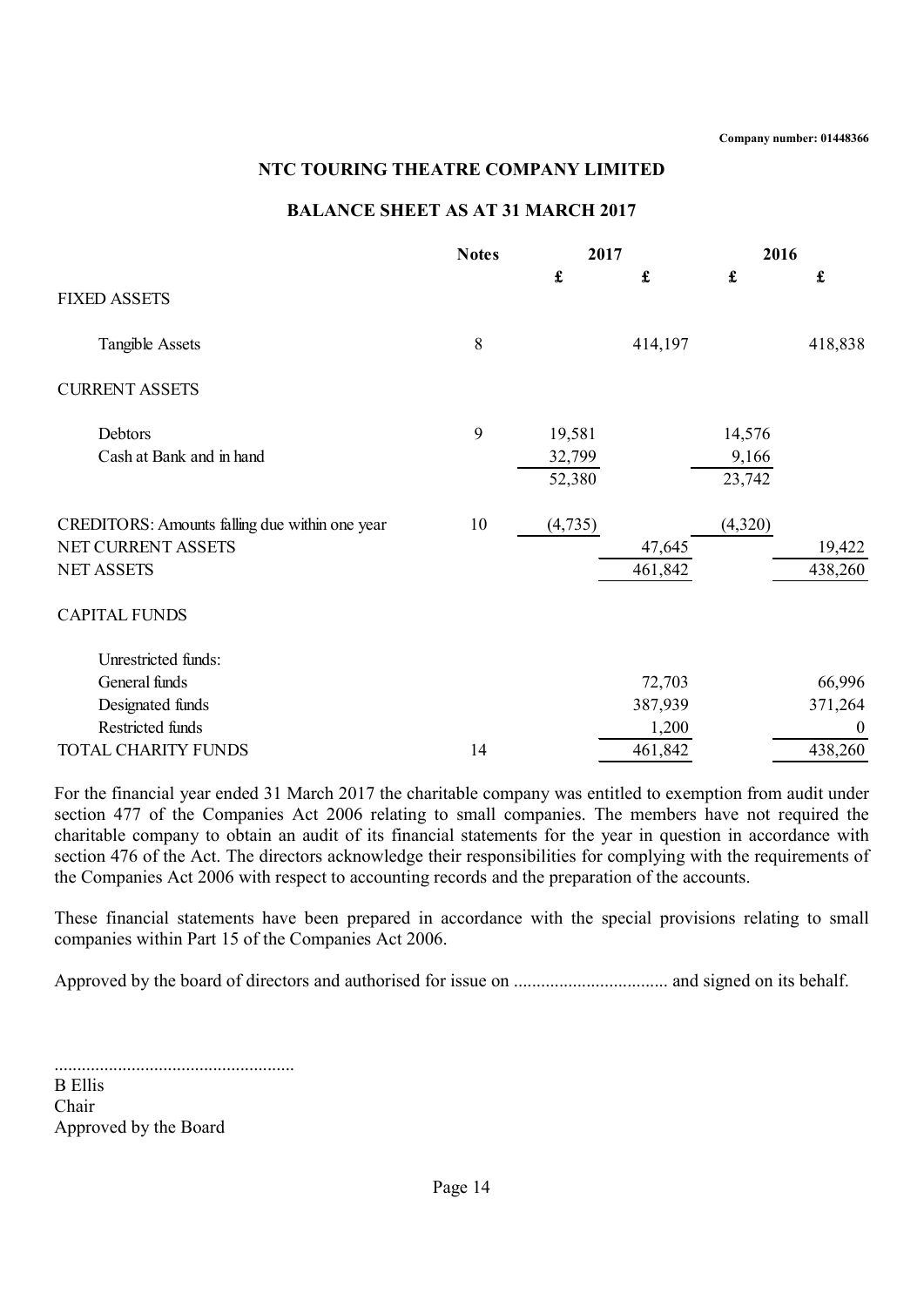Company number: 01448366

# NTC TOURING THEATRE COMPANY LIMITED

## BALANCE SHEET AS AT 31 MARCH 2017

| | Notes | 2017 | | 2016 | |
|---|---|---|---|---|---|
| | | £ | £ | £ | £ |
| FIXED ASSETS | | | | | |
| Tangible Assets | 8 | | 414,197 | | 418,838 |
| CURRENT ASSETS | | | | | |
| Debtors | 9 | 19,581 | | 14,576 | |
| Cash at Bank and in hand | | 32,799 | | 9,166 | |
| | | 52,380 | | 23,742 | |
| CREDITORS: Amounts falling due within one year | 10 | (4,735) | | (4,320) | |
| NET CURRENT ASSETS | | | 47,645 | | 19,422 |
| NET ASSETS | | | 461,842 | | 438,260 |
| CAPITAL FUNDS | | | | | |
| Unrestricted funds: | | | | | |
| General funds | | | 72,703 | | 66,996 |
| Designated funds | | | 387,939 | | 371,264 |
| Restricted funds | | | 1,200 | | 0 |
| TOTAL CHARITY FUNDS | 14 | | 461,842 | | 438,260 |

For the financial year ended 31 March 2017 the charitable company was entitled to exemption from audit under section 477 of the Companies Act 2006 relating to small companies. The members have not required the charitable company to obtain an audit of its financial statements for the year in question in accordance with section 476 of the Act. The directors acknowledge their responsibilities for complying with the requirements of the Companies Act 2006 with respect to accounting records and the preparation of the accounts.

These financial statements have been prepared in accordance with the special provisions relating to small companies within Part 15 of the Companies Act 2006.

Approved by the board of directors and authorised for issue on ................................. and signed on its behalf.

....................................................
B Ellis
Chair
Approved by the Board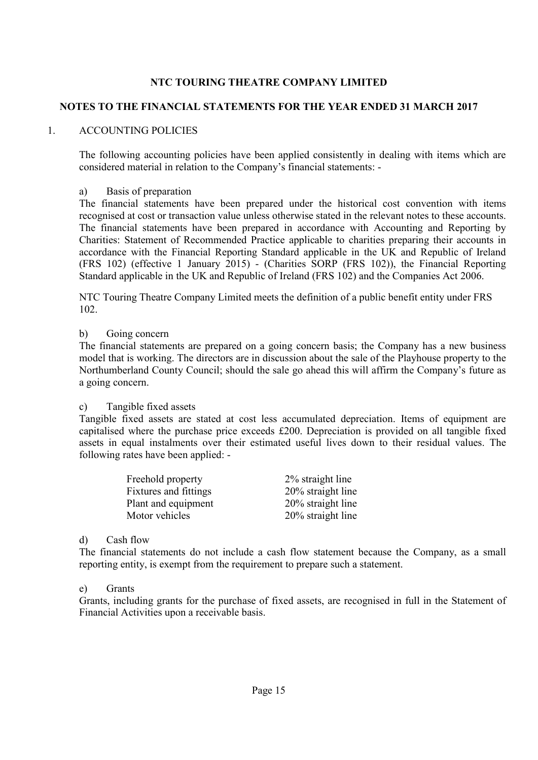# NTC TOURING THEATRE COMPANY LIMITED

## NOTES TO THE FINANCIAL STATEMENTS FOR THE YEAR ENDED 31 MARCH 2017

1. ACCOUNTING POLICIES

The following accounting policies have been applied consistently in dealing with items which are considered material in relation to the Company's financial statements: -

a) Basis of preparation

The financial statements have been prepared under the historical cost convention with items recognised at cost or transaction value unless otherwise stated in the relevant notes to these accounts. The financial statements have been prepared in accordance with Accounting and Reporting by Charities: Statement of Recommended Practice applicable to charities preparing their accounts in accordance with the Financial Reporting Standard applicable in the UK and Republic of Ireland (FRS 102) (effective 1 January 2015) - (Charities SORP (FRS 102)), the Financial Reporting Standard applicable in the UK and Republic of Ireland (FRS 102) and the Companies Act 2006.

NTC Touring Theatre Company Limited meets the definition of a public benefit entity under FRS 102.

b) Going concern

The financial statements are prepared on a going concern basis; the Company has a new business model that is working. The directors are in discussion about the sale of the Playhouse property to the Northumberland County Council; should the sale go ahead this will affirm the Company's future as a going concern.

c) Tangible fixed assets

Tangible fixed assets are stated at cost less accumulated depreciation. Items of equipment are capitalised where the purchase price exceeds £200. Depreciation is provided on all tangible fixed assets in equal instalments over their estimated useful lives down to their residual values. The following rates have been applied: -

| | |
|---|---|
| Freehold property | 2% straight line |
| Fixtures and fittings | 20% straight line |
| Plant and equipment | 20% straight line |
| Motor vehicles | 20% straight line |

d) Cash flow

The financial statements do not include a cash flow statement because the Company, as a small reporting entity, is exempt from the requirement to prepare such a statement.

e) Grants

Grants, including grants for the purchase of fixed assets, are recognised in full in the Statement of Financial Activities upon a receivable basis.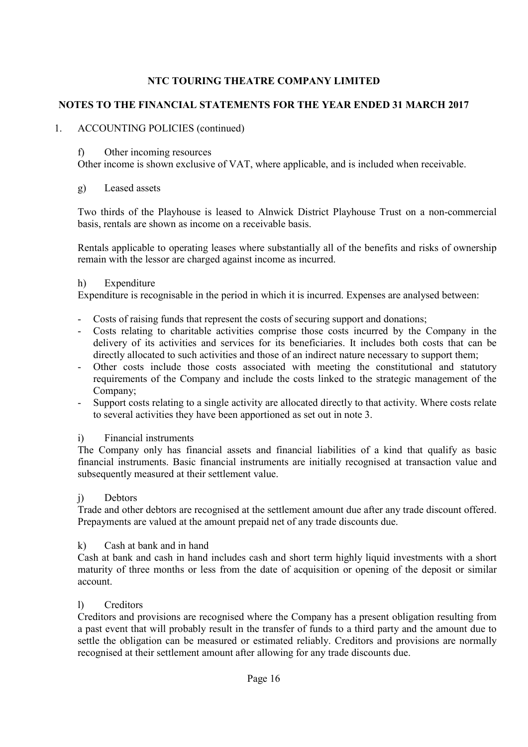**NTC TOURING THEATRE COMPANY LIMITED**

**NOTES TO THE FINANCIAL STATEMENTS FOR THE YEAR ENDED 31 MARCH 2017**

1. ACCOUNTING POLICIES (continued)

f) Other incoming resources

Other income is shown exclusive of VAT, where applicable, and is included when receivable.

g) Leased assets

Two thirds of the Playhouse is leased to Alnwick District Playhouse Trust on a non-commercial basis, rentals are shown as income on a receivable basis.

Rentals applicable to operating leases where substantially all of the benefits and risks of ownership remain with the lessor are charged against income as incurred.

h) Expenditure

Expenditure is recognisable in the period in which it is incurred. Expenses are analysed between:

- Costs of raising funds that represent the costs of securing support and donations;
- Costs relating to charitable activities comprise those costs incurred by the Company in the delivery of its activities and services for its beneficiaries. It includes both costs that can be directly allocated to such activities and those of an indirect nature necessary to support them;
- Other costs include those costs associated with meeting the constitutional and statutory requirements of the Company and include the costs linked to the strategic management of the Company;
- Support costs relating to a single activity are allocated directly to that activity. Where costs relate to several activities they have been apportioned as set out in note 3.

i) Financial instruments

The Company only has financial assets and financial liabilities of a kind that qualify as basic financial instruments. Basic financial instruments are initially recognised at transaction value and subsequently measured at their settlement value.

j) Debtors

Trade and other debtors are recognised at the settlement amount due after any trade discount offered. Prepayments are valued at the amount prepaid net of any trade discounts due.

k) Cash at bank and in hand

Cash at bank and cash in hand includes cash and short term highly liquid investments with a short maturity of three months or less from the date of acquisition or opening of the deposit or similar account.

l) Creditors

Creditors and provisions are recognised where the Company has a present obligation resulting from a past event that will probably result in the transfer of funds to a third party and the amount due to settle the obligation can be measured or estimated reliably. Creditors and provisions are normally recognised at their settlement amount after allowing for any trade discounts due.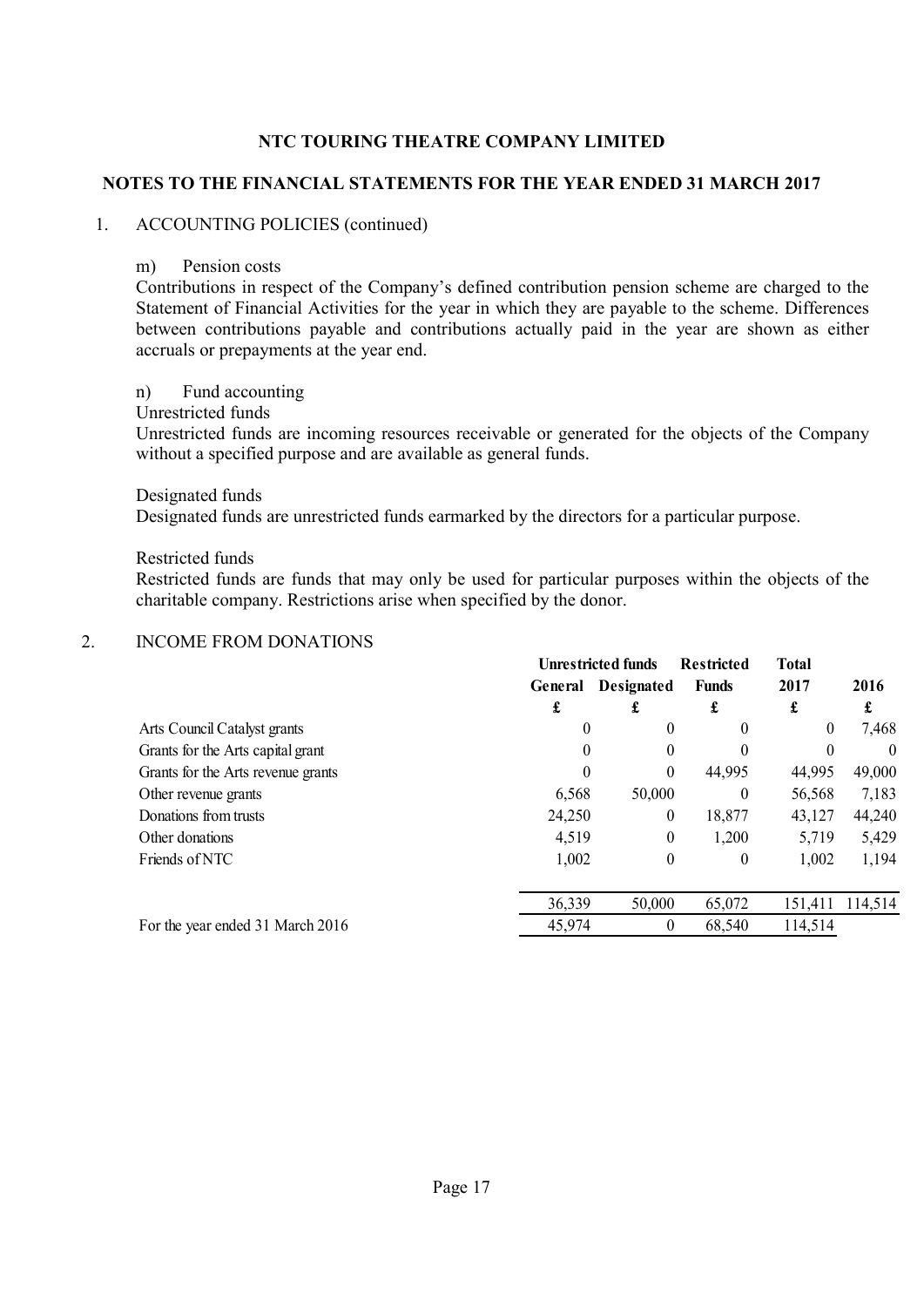# NTC TOURING THEATRE COMPANY LIMITED

## NOTES TO THE FINANCIAL STATEMENTS FOR THE YEAR ENDED 31 MARCH 2017

1. ACCOUNTING POLICIES (continued)

m) Pension costs

Contributions in respect of the Company's defined contribution pension scheme are charged to the Statement of Financial Activities for the year in which they are payable to the scheme. Differences between contributions payable and contributions actually paid in the year are shown as either accruals or prepayments at the year end.

n) Fund accounting

Unrestricted funds

Unrestricted funds are incoming resources receivable or generated for the objects of the Company without a specified purpose and are available as general funds.

Designated funds

Designated funds are unrestricted funds earmarked by the directors for a particular purpose.

Restricted funds

Restricted funds are funds that may only be used for particular purposes within the objects of the charitable company. Restrictions arise when specified by the donor.

2. INCOME FROM DONATIONS

| | **Unrestricted funds** | | **Restricted** | **Total** | |
|---|---|---|---|---|---|
| | **General** | **Designated** | **Funds** | **2017** | **2016** |
| | **£** | **£** | **£** | **£** | **£** |
| Arts Council Catalyst grants | 0 | 0 | 0 | 0 | 7,468 |
| Grants for the Arts capital grant | 0 | 0 | 0 | 0 | 0 |
| Grants for the Arts revenue grants | 0 | 0 | 44,995 | 44,995 | 49,000 |
| Other revenue grants | 6,568 | 50,000 | 0 | 56,568 | 7,183 |
| Donations from trusts | 24,250 | 0 | 18,877 | 43,127 | 44,240 |
| Other donations | 4,519 | 0 | 1,200 | 5,719 | 5,429 |
| Friends of NTC | 1,002 | 0 | 0 | 1,002 | 1,194 |
| | 36,339 | 50,000 | 65,072 | 151,411 | 114,514 |
| For the year ended 31 March 2016 | 45,974 | 0 | 68,540 | 114,514 | |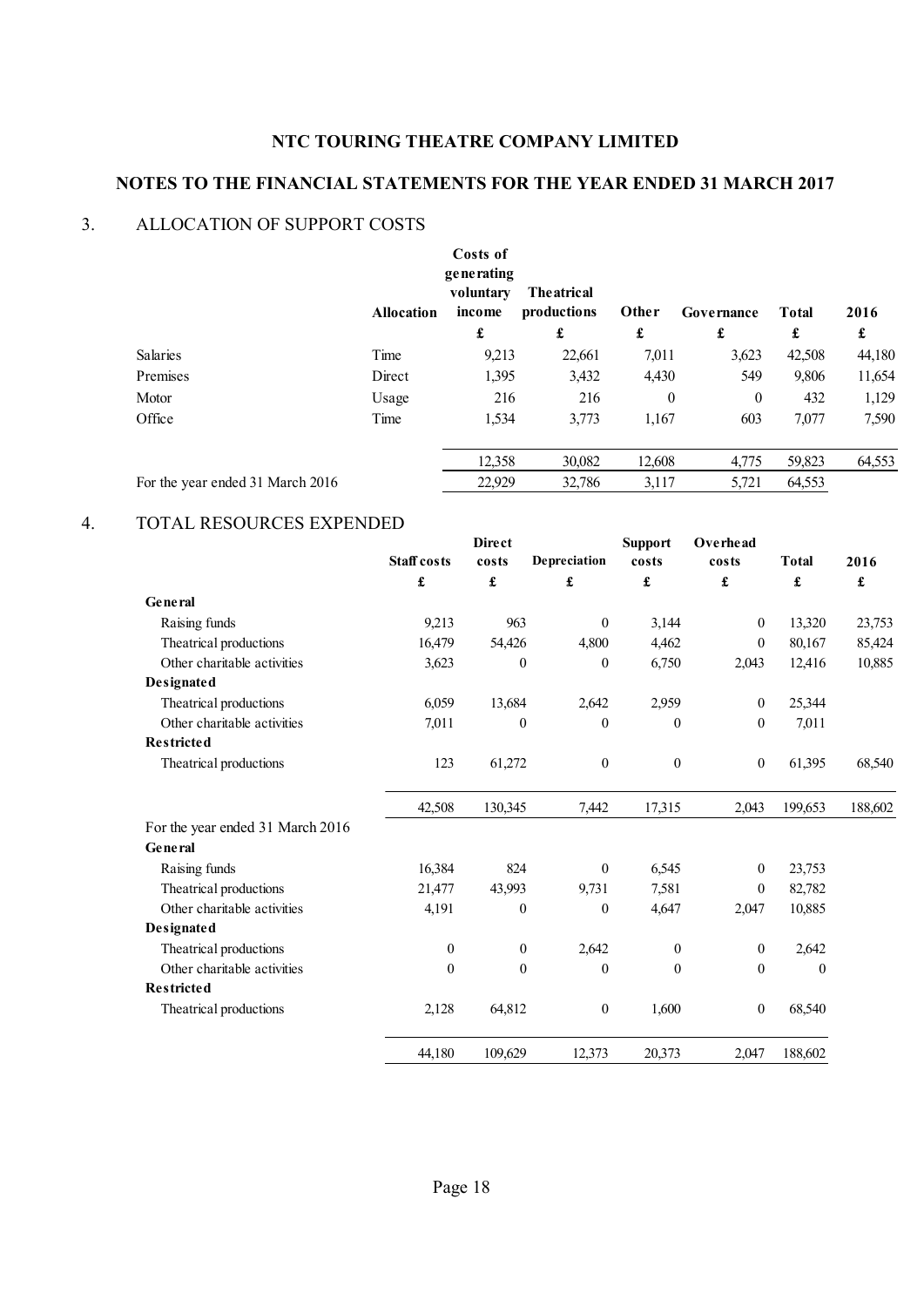# NTC TOURING THEATRE COMPANY LIMITED

## NOTES TO THE FINANCIAL STATEMENTS FOR THE YEAR ENDED 31 MARCH 2017

### 3. ALLOCATION OF SUPPORT COSTS

| | Allocation | Costs of generating voluntary income | Theatrical productions | Other | Governance | Total | 2016 |
|---|---|---|---|---|---|---|---|
| | | £ | £ | £ | £ | £ | £ |
| Salaries | Time | 9,213 | 22,661 | 7,011 | 3,623 | 42,508 | 44,180 |
| Premises | Direct | 1,395 | 3,432 | 4,430 | 549 | 9,806 | 11,654 |
| Motor | Usage | 216 | 216 | 0 | 0 | 432 | 1,129 |
| Office | Time | 1,534 | 3,773 | 1,167 | 603 | 7,077 | 7,590 |
| | | 12,358 | 30,082 | 12,608 | 4,775 | 59,823 | 64,553 |
| For the year ended 31 March 2016 | | 22,929 | 32,786 | 3,117 | 5,721 | 64,553 | |

### 4. TOTAL RESOURCES EXPENDED

| | Staff costs | Direct costs | Depreciation | Support costs | Overhead costs | Total | 2016 |
|---|---|---|---|---|---|---|---|
| | £ | £ | £ | £ | £ | £ | £ |
| **General** | | | | | | | |
| Raising funds | 9,213 | 963 | 0 | 3,144 | 0 | 13,320 | 23,753 |
| Theatrical productions | 16,479 | 54,426 | 4,800 | 4,462 | 0 | 80,167 | 85,424 |
| Other charitable activities | 3,623 | 0 | 0 | 6,750 | 2,043 | 12,416 | 10,885 |
| **Designated** | | | | | | | |
| Theatrical productions | 6,059 | 13,684 | 2,642 | 2,959 | 0 | 25,344 | |
| Other charitable activities | 7,011 | 0 | 0 | 0 | 0 | 7,011 | |
| **Restricted** | | | | | | | |
| Theatrical productions | 123 | 61,272 | 0 | 0 | 0 | 61,395 | 68,540 |
| | 42,508 | 130,345 | 7,442 | 17,315 | 2,043 | 199,653 | 188,602 |
| For the year ended 31 March 2016 | | | | | | | |
| **General** | | | | | | | |
| Raising funds | 16,384 | 824 | 0 | 6,545 | 0 | 23,753 | |
| Theatrical productions | 21,477 | 43,993 | 9,731 | 7,581 | 0 | 82,782 | |
| Other charitable activities | 4,191 | 0 | 0 | 4,647 | 2,047 | 10,885 | |
| **Designated** | | | | | | | |
| Theatrical productions | 0 | 0 | 2,642 | 0 | 0 | 2,642 | |
| Other charitable activities | 0 | 0 | 0 | 0 | 0 | 0 | |
| **Restricted** | | | | | | | |
| Theatrical productions | 2,128 | 64,812 | 0 | 1,600 | 0 | 68,540 | |
| | 44,180 | 109,629 | 12,373 | 20,373 | 2,047 | 188,602 | |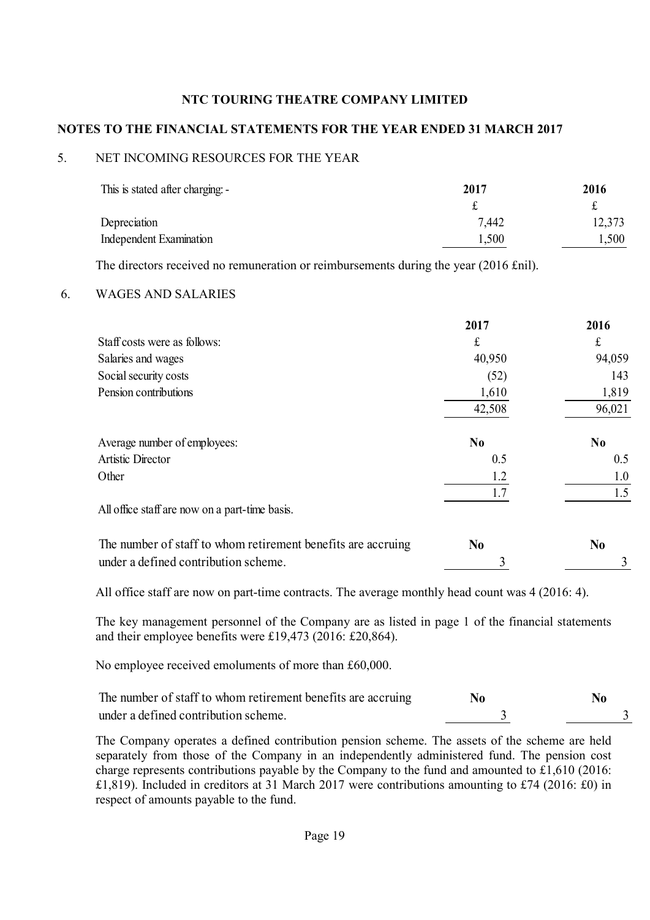# NTC TOURING THEATRE COMPANY LIMITED

## NOTES TO THE FINANCIAL STATEMENTS FOR THE YEAR ENDED 31 MARCH 2017

### 5. NET INCOMING RESOURCES FOR THE YEAR

| This is stated after charging: - | 2017 | 2016 |
|---|---|---|
| | £ | £ |
| Depreciation | 7,442 | 12,373 |
| Independent Examination | 1,500 | 1,500 |

The directors received no remuneration or reimbursements during the year (2016 £nil).

### 6. WAGES AND SALARIES

| | 2017 | 2016 |
|---|---|---|
| Staff costs were as follows: | £ | £ |
| Salaries and wages | 40,950 | 94,059 |
| Social security costs | (52) | 143 |
| Pension contributions | 1,610 | 1,819 |
| | 42,508 | 96,021 |

| Average number of employees: | No | No |
|---|---|---|
| Artistic Director | 0.5 | 0.5 |
| Other | 1.2 | 1.0 |
| | 1.7 | 1.5 |

All office staff are now on a part-time basis.

| | No | No |
|---|---|---|
| The number of staff to whom retirement benefits are accruing under a defined contribution scheme. | 3 | 3 |

All office staff are now on part-time contracts. The average monthly head count was 4 (2016: 4).

The key management personnel of the Company are as listed in page 1 of the financial statements and their employee benefits were £19,473 (2016: £20,864).

No employee received emoluments of more than £60,000.

| | No | No |
|---|---|---|
| The number of staff to whom retirement benefits are accruing under a defined contribution scheme. | 3 | 3 |

The Company operates a defined contribution pension scheme. The assets of the scheme are held separately from those of the Company in an independently administered fund. The pension cost charge represents contributions payable by the Company to the fund and amounted to £1,610 (2016: £1,819). Included in creditors at 31 March 2017 were contributions amounting to £74 (2016: £0) in respect of amounts payable to the fund.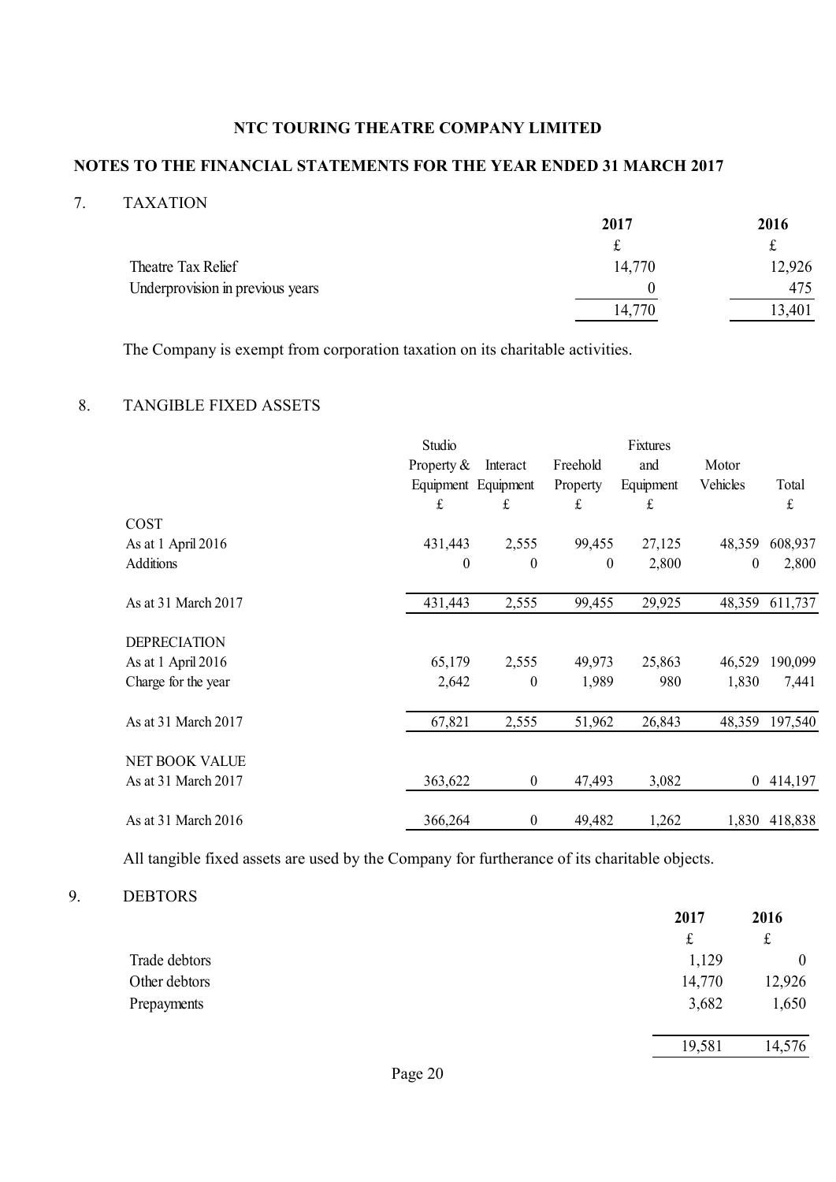# NTC TOURING THEATRE COMPANY LIMITED

## NOTES TO THE FINANCIAL STATEMENTS FOR THE YEAR ENDED 31 MARCH 2017

### 7. TAXATION

| | 2017 | 2016 |
|---|---|---|
| | £ | £ |
| Theatre Tax Relief | 14,770 | 12,926 |
| Underprovision in previous years | 0 | 475 |
| | 14,770 | 13,401 |

The Company is exempt from corporation taxation on its charitable activities.

### 8. TANGIBLE FIXED ASSETS

| | Studio Property & Equipment | Interact Equipment | Freehold Property | Fixtures and Equipment | Motor Vehicles | Total |
|---|---|---|---|---|---|---|
| | £ | £ | £ | £ | | £ |
| COST | | | | | | |
| As at 1 April 2016 | 431,443 | 2,555 | 99,455 | 27,125 | 48,359 | 608,937 |
| Additions | 0 | 0 | 0 | 2,800 | 0 | 2,800 |
| As at 31 March 2017 | 431,443 | 2,555 | 99,455 | 29,925 | 48,359 | 611,737 |
| DEPRECIATION | | | | | | |
| As at 1 April 2016 | 65,179 | 2,555 | 49,973 | 25,863 | 46,529 | 190,099 |
| Charge for the year | 2,642 | 0 | 1,989 | 980 | 1,830 | 7,441 |
| As at 31 March 2017 | 67,821 | 2,555 | 51,962 | 26,843 | 48,359 | 197,540 |
| NET BOOK VALUE | | | | | | |
| As at 31 March 2017 | 363,622 | 0 | 47,493 | 3,082 | 0 | 414,197 |
| As at 31 March 2016 | 366,264 | 0 | 49,482 | 1,262 | 1,830 | 418,838 |

All tangible fixed assets are used by the Company for furtherance of its charitable objects.

### 9. DEBTORS

| | 2017 | 2016 |
|---|---|---|
| | £ | £ |
| Trade debtors | 1,129 | 0 |
| Other debtors | 14,770 | 12,926 |
| Prepayments | 3,682 | 1,650 |
| | 19,581 | 14,576 |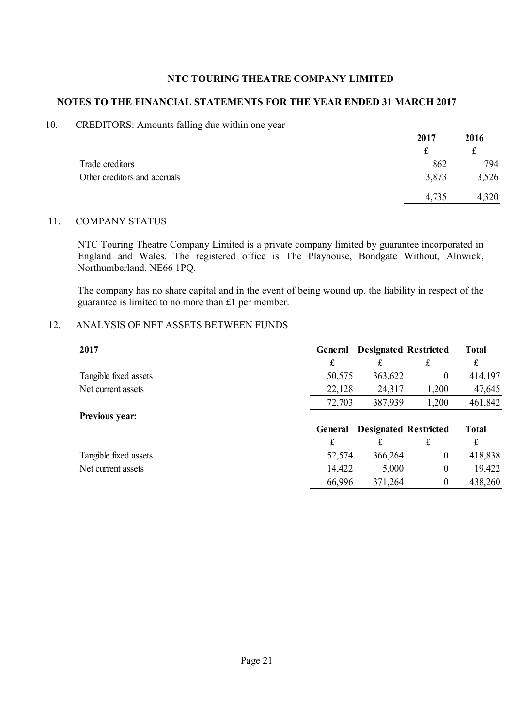# NTC TOURING THEATRE COMPANY LIMITED

## NOTES TO THE FINANCIAL STATEMENTS FOR THE YEAR ENDED 31 MARCH 2017

### 10. CREDITORS: Amounts falling due within one year

| | 2017 | 2016 |
|---|---|---|
| | £ | £ |
| Trade creditors | 862 | 794 |
| Other creditors and accruals | 3,873 | 3,526 |
| | 4,735 | 4,320 |

### 11. COMPANY STATUS

NTC Touring Theatre Company Limited is a private company limited by guarantee incorporated in England and Wales. The registered office is The Playhouse, Bondgate Without, Alnwick, Northumberland, NE66 1PQ.

The company has no share capital and in the event of being wound up, the liability in respect of the guarantee is limited to no more than £1 per member.

### 12. ANALYSIS OF NET ASSETS BETWEEN FUNDS

| **2017** | **General** | **Designated** | **Restricted** | **Total** |
|---|---|---|---|---|
| | £ | £ | £ | £ |
| Tangible fixed assets | 50,575 | 363,622 | 0 | 414,197 |
| Net current assets | 22,128 | 24,317 | 1,200 | 47,645 |
| | 72,703 | 387,939 | 1,200 | 461,842 |

**Previous year:**

| | **General** | **Designated** | **Restricted** | **Total** |
|---|---|---|---|---|
| | £ | £ | £ | £ |
| Tangible fixed assets | 52,574 | 366,264 | 0 | 418,838 |
| Net current assets | 14,422 | 5,000 | 0 | 19,422 |
| | 66,996 | 371,264 | 0 | 438,260 |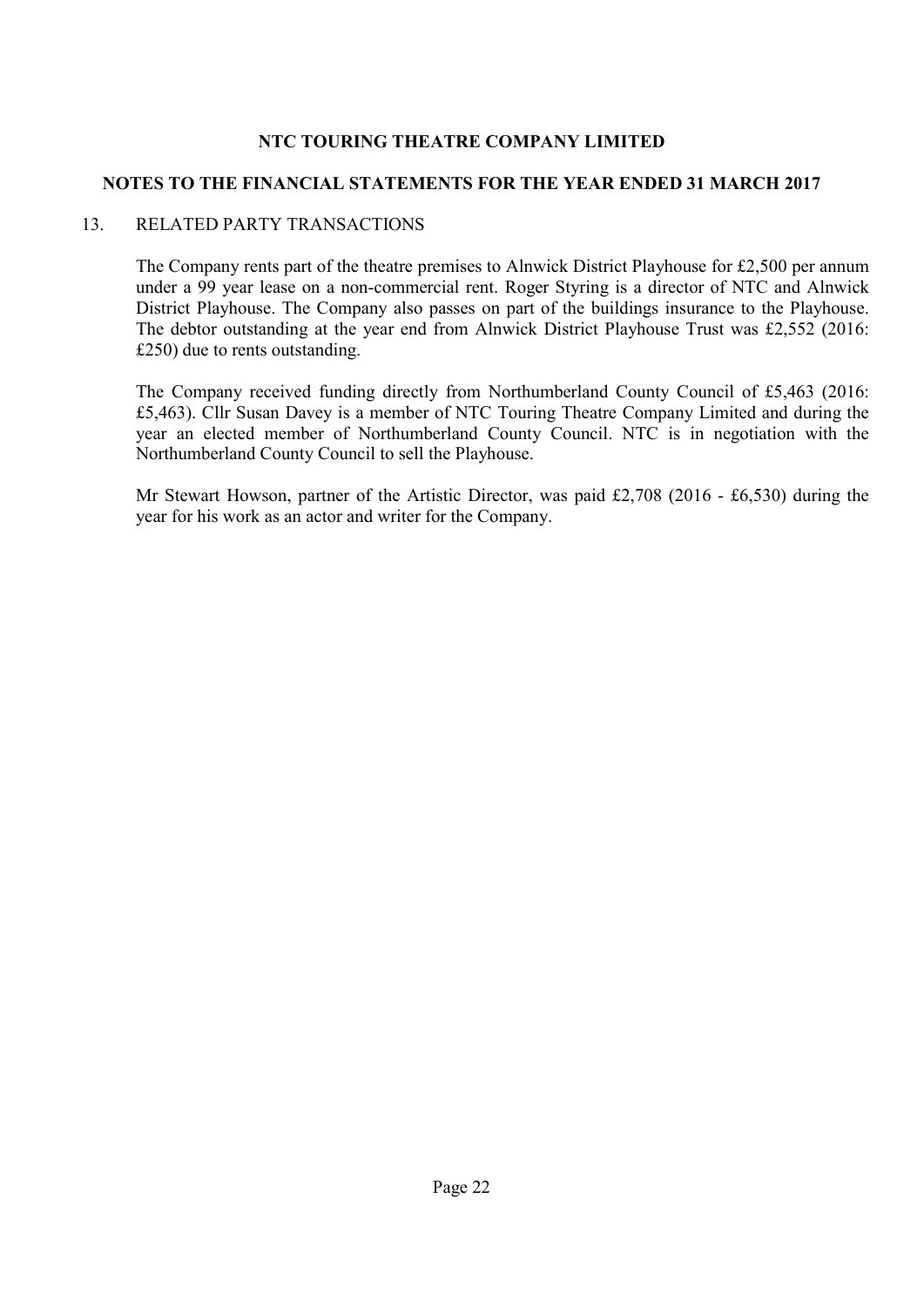# NTC TOURING THEATRE COMPANY LIMITED

## NOTES TO THE FINANCIAL STATEMENTS FOR THE YEAR ENDED 31 MARCH 2017

### 13. RELATED PARTY TRANSACTIONS

The Company rents part of the theatre premises to Alnwick District Playhouse for £2,500 per annum under a 99 year lease on a non-commercial rent. Roger Styring is a director of NTC and Alnwick District Playhouse. The Company also passes on part of the buildings insurance to the Playhouse. The debtor outstanding at the year end from Alnwick District Playhouse Trust was £2,552 (2016: £250) due to rents outstanding.

The Company received funding directly from Northumberland County Council of £5,463 (2016: £5,463). Cllr Susan Davey is a member of NTC Touring Theatre Company Limited and during the year an elected member of Northumberland County Council. NTC is in negotiation with the Northumberland County Council to sell the Playhouse.

Mr Stewart Howson, partner of the Artistic Director, was paid £2,708 (2016 - £6,530) during the year for his work as an actor and writer for the Company.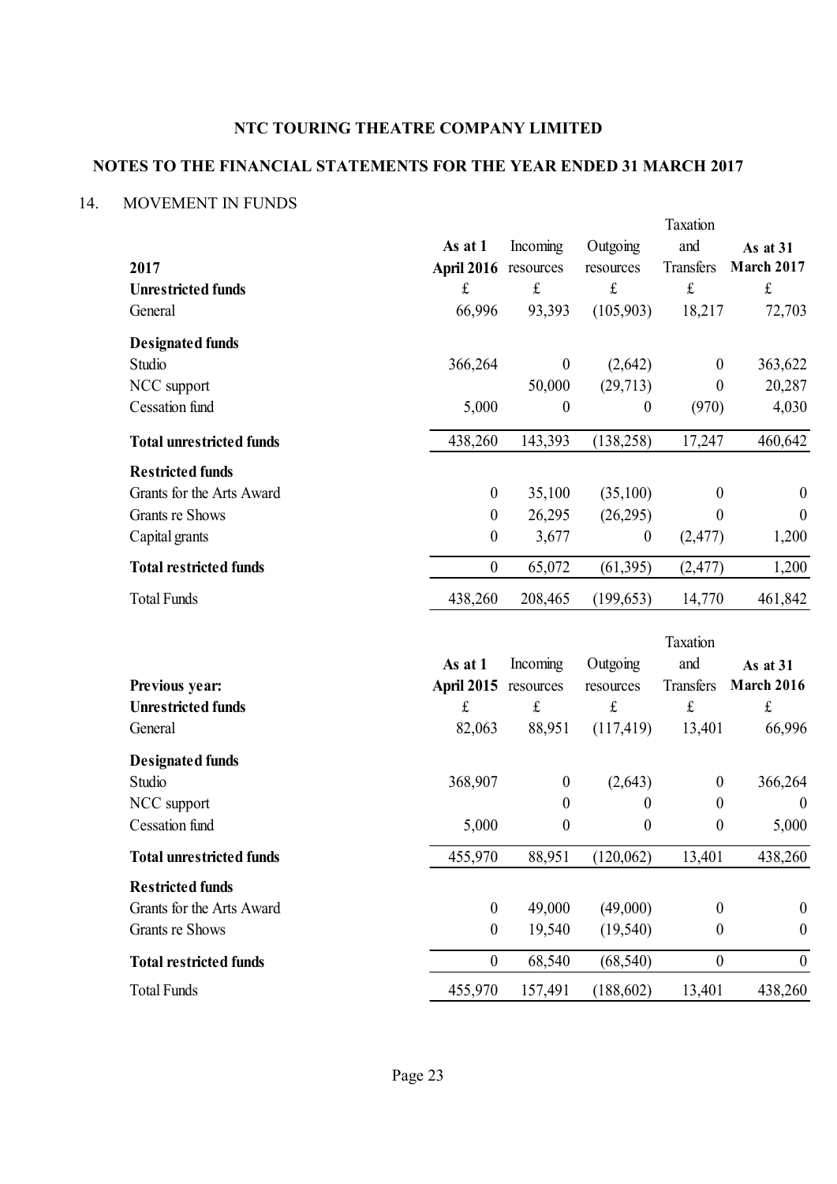# NTC TOURING THEATRE COMPANY LIMITED

## NOTES TO THE FINANCIAL STATEMENTS FOR THE YEAR ENDED 31 MARCH 2017

### 14. MOVEMENT IN FUNDS

| 2017 | As at 1 April 2016 | Incoming resources | Outgoing resources | Taxation and Transfers | As at 31 March 2017 |
|---|---|---|---|---|---|
| **Unrestricted funds** | £ | £ | £ | £ | £ |
| General | 66,996 | 93,393 | (105,903) | 18,217 | 72,703 |
| **Designated funds** | | | | | |
| Studio | 366,264 | 0 | (2,642) | 0 | 363,622 |
| NCC support | | 50,000 | (29,713) | 0 | 20,287 |
| Cessation fund | 5,000 | 0 | 0 | (970) | 4,030 |
| **Total unrestricted funds** | 438,260 | 143,393 | (138,258) | 17,247 | 460,642 |
| **Restricted funds** | | | | | |
| Grants for the Arts Award | 0 | 35,100 | (35,100) | 0 | 0 |
| Grants re Shows | 0 | 26,295 | (26,295) | 0 | 0 |
| Capital grants | 0 | 3,677 | 0 | (2,477) | 1,200 |
| **Total restricted funds** | 0 | 65,072 | (61,395) | (2,477) | 1,200 |
| Total Funds | 438,260 | 208,465 | (199,653) | 14,770 | 461,842 |

| Previous year: | As at 1 April 2015 | Incoming resources | Outgoing resources | Taxation and Transfers | As at 31 March 2016 |
|---|---|---|---|---|---|
| **Unrestricted funds** | £ | £ | £ | £ | £ |
| General | 82,063 | 88,951 | (117,419) | 13,401 | 66,996 |
| **Designated funds** | | | | | |
| Studio | 368,907 | 0 | (2,643) | 0 | 366,264 |
| NCC support | | 0 | 0 | 0 | 0 |
| Cessation fund | 5,000 | 0 | 0 | 0 | 5,000 |
| **Total unrestricted funds** | 455,970 | 88,951 | (120,062) | 13,401 | 438,260 |
| **Restricted funds** | | | | | |
| Grants for the Arts Award | 0 | 49,000 | (49,000) | 0 | 0 |
| Grants re Shows | 0 | 19,540 | (19,540) | 0 | 0 |
| **Total restricted funds** | 0 | 68,540 | (68,540) | 0 | 0 |
| Total Funds | 455,970 | 157,491 | (188,602) | 13,401 | 438,260 |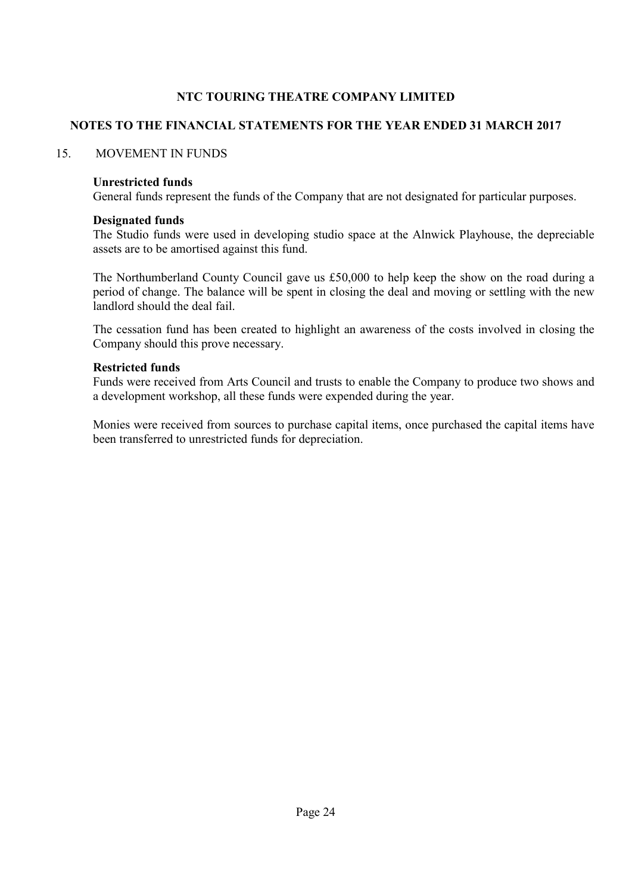# NTC TOURING THEATRE COMPANY LIMITED

## NOTES TO THE FINANCIAL STATEMENTS FOR THE YEAR ENDED 31 MARCH 2017

### 15. MOVEMENT IN FUNDS

**Unrestricted funds**
General funds represent the funds of the Company that are not designated for particular purposes.

**Designated funds**
The Studio funds were used in developing studio space at the Alnwick Playhouse, the depreciable assets are to be amortised against this fund.

The Northumberland County Council gave us £50,000 to help keep the show on the road during a period of change. The balance will be spent in closing the deal and moving or settling with the new landlord should the deal fail.

The cessation fund has been created to highlight an awareness of the costs involved in closing the Company should this prove necessary.

**Restricted funds**
Funds were received from Arts Council and trusts to enable the Company to produce two shows and a development workshop, all these funds were expended during the year.

Monies were received from sources to purchase capital items, once purchased the capital items have been transferred to unrestricted funds for depreciation.